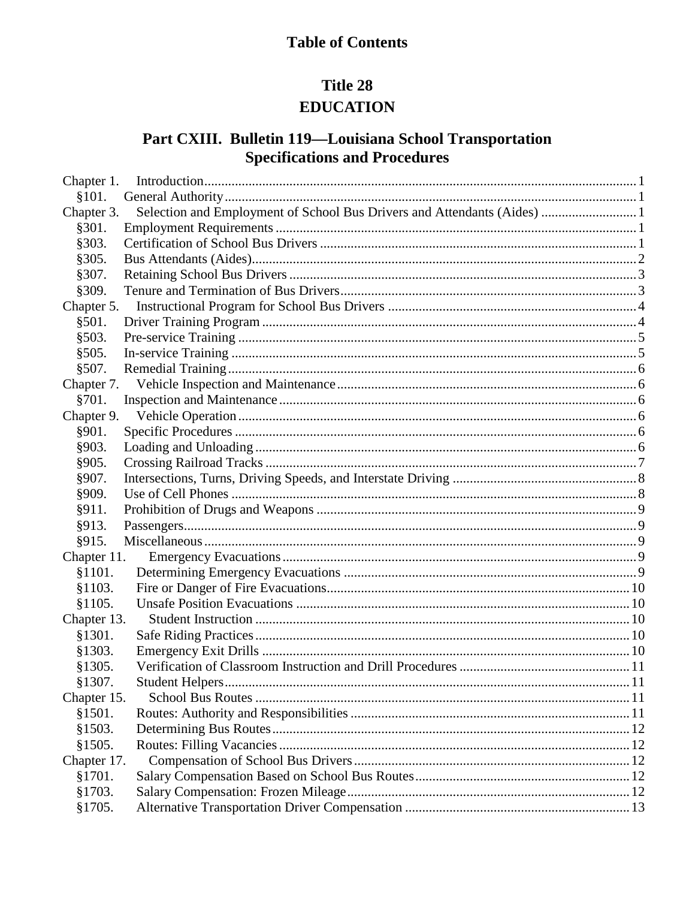# Table of Contents

## Title 28
## EDUCATION

### Part CXIII. Bulletin 119—Louisiana School Transportation Specifications and Procedures

| | | |
|---|---|---|
| Chapter 1. | Introduction | 1 |
| §101. | General Authority | 1 |
| Chapter 3. | Selection and Employment of School Bus Drivers and Attendants (Aides) | 1 |
| §301. | Employment Requirements | 1 |
| §303. | Certification of School Bus Drivers | 1 |
| §305. | Bus Attendants (Aides) | 2 |
| §307. | Retaining School Bus Drivers | 3 |
| §309. | Tenure and Termination of Bus Drivers | 3 |
| Chapter 5. | Instructional Program for School Bus Drivers | 4 |
| §501. | Driver Training Program | 4 |
| §503. | Pre-service Training | 5 |
| §505. | In-service Training | 5 |
| §507. | Remedial Training | 6 |
| Chapter 7. | Vehicle Inspection and Maintenance | 6 |
| §701. | Inspection and Maintenance | 6 |
| Chapter 9. | Vehicle Operation | 6 |
| §901. | Specific Procedures | 6 |
| §903. | Loading and Unloading | 6 |
| §905. | Crossing Railroad Tracks | 7 |
| §907. | Intersections, Turns, Driving Speeds, and Interstate Driving | 8 |
| §909. | Use of Cell Phones | 8 |
| §911. | Prohibition of Drugs and Weapons | 9 |
| §913. | Passengers | 9 |
| §915. | Miscellaneous | 9 |
| Chapter 11. | Emergency Evacuations | 9 |
| §1101. | Determining Emergency Evacuations | 9 |
| §1103. | Fire or Danger of Fire Evacuations | 10 |
| §1105. | Unsafe Position Evacuations | 10 |
| Chapter 13. | Student Instruction | 10 |
| §1301. | Safe Riding Practices | 10 |
| §1303. | Emergency Exit Drills | 10 |
| §1305. | Verification of Classroom Instruction and Drill Procedures | 11 |
| §1307. | Student Helpers | 11 |
| Chapter 15. | School Bus Routes | 11 |
| §1501. | Routes: Authority and Responsibilities | 11 |
| §1503. | Determining Bus Routes | 12 |
| §1505. | Routes: Filling Vacancies | 12 |
| Chapter 17. | Compensation of School Bus Drivers | 12 |
| §1701. | Salary Compensation Based on School Bus Routes | 12 |
| §1703. | Salary Compensation: Frozen Mileage | 12 |
| §1705. | Alternative Transportation Driver Compensation | 13 |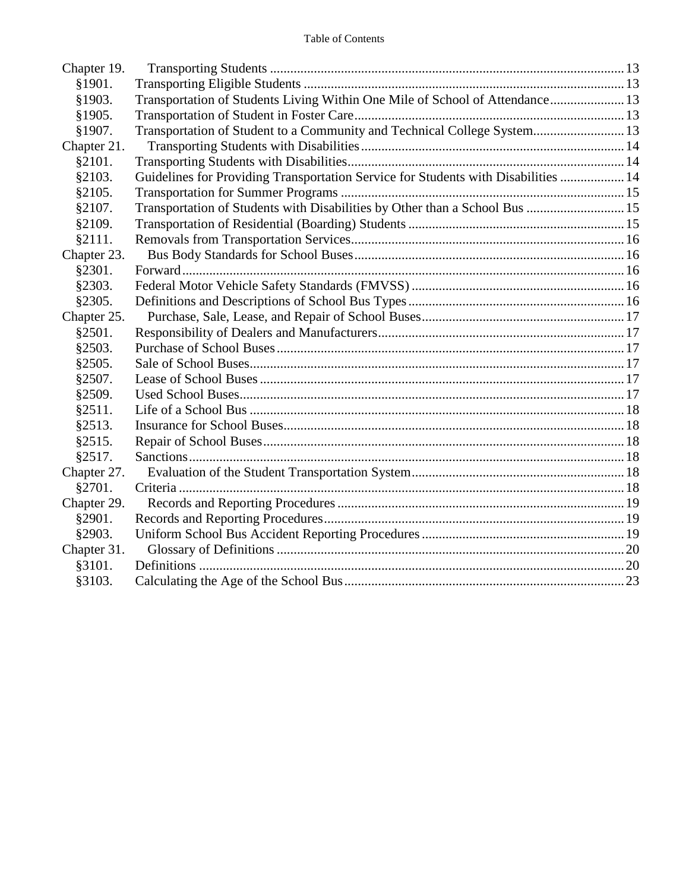Table of Contents

| | | |
|---|---|---|
| Chapter 19. | Transporting Students | 13 |
| §1901. | Transporting Eligible Students | 13 |
| §1903. | Transportation of Students Living Within One Mile of School of Attendance | 13 |
| §1905. | Transportation of Student in Foster Care | 13 |
| §1907. | Transportation of Student to a Community and Technical College System | 13 |
| Chapter 21. | Transporting Students with Disabilities | 14 |
| §2101. | Transporting Students with Disabilities | 14 |
| §2103. | Guidelines for Providing Transportation Service for Students with Disabilities | 14 |
| §2105. | Transportation for Summer Programs | 15 |
| §2107. | Transportation of Students with Disabilities by Other than a School Bus | 15 |
| §2109. | Transportation of Residential (Boarding) Students | 15 |
| §2111. | Removals from Transportation Services | 16 |
| Chapter 23. | Bus Body Standards for School Buses | 16 |
| §2301. | Forward | 16 |
| §2303. | Federal Motor Vehicle Safety Standards (FMVSS) | 16 |
| §2305. | Definitions and Descriptions of School Bus Types | 16 |
| Chapter 25. | Purchase, Sale, Lease, and Repair of School Buses | 17 |
| §2501. | Responsibility of Dealers and Manufacturers | 17 |
| §2503. | Purchase of School Buses | 17 |
| §2505. | Sale of School Buses | 17 |
| §2507. | Lease of School Buses | 17 |
| §2509. | Used School Buses | 17 |
| §2511. | Life of a School Bus | 18 |
| §2513. | Insurance for School Buses | 18 |
| §2515. | Repair of School Buses | 18 |
| §2517. | Sanctions | 18 |
| Chapter 27. | Evaluation of the Student Transportation System | 18 |
| §2701. | Criteria | 18 |
| Chapter 29. | Records and Reporting Procedures | 19 |
| §2901. | Records and Reporting Procedures | 19 |
| §2903. | Uniform School Bus Accident Reporting Procedures | 19 |
| Chapter 31. | Glossary of Definitions | 20 |
| §3101. | Definitions | 20 |
| §3103. | Calculating the Age of the School Bus | 23 |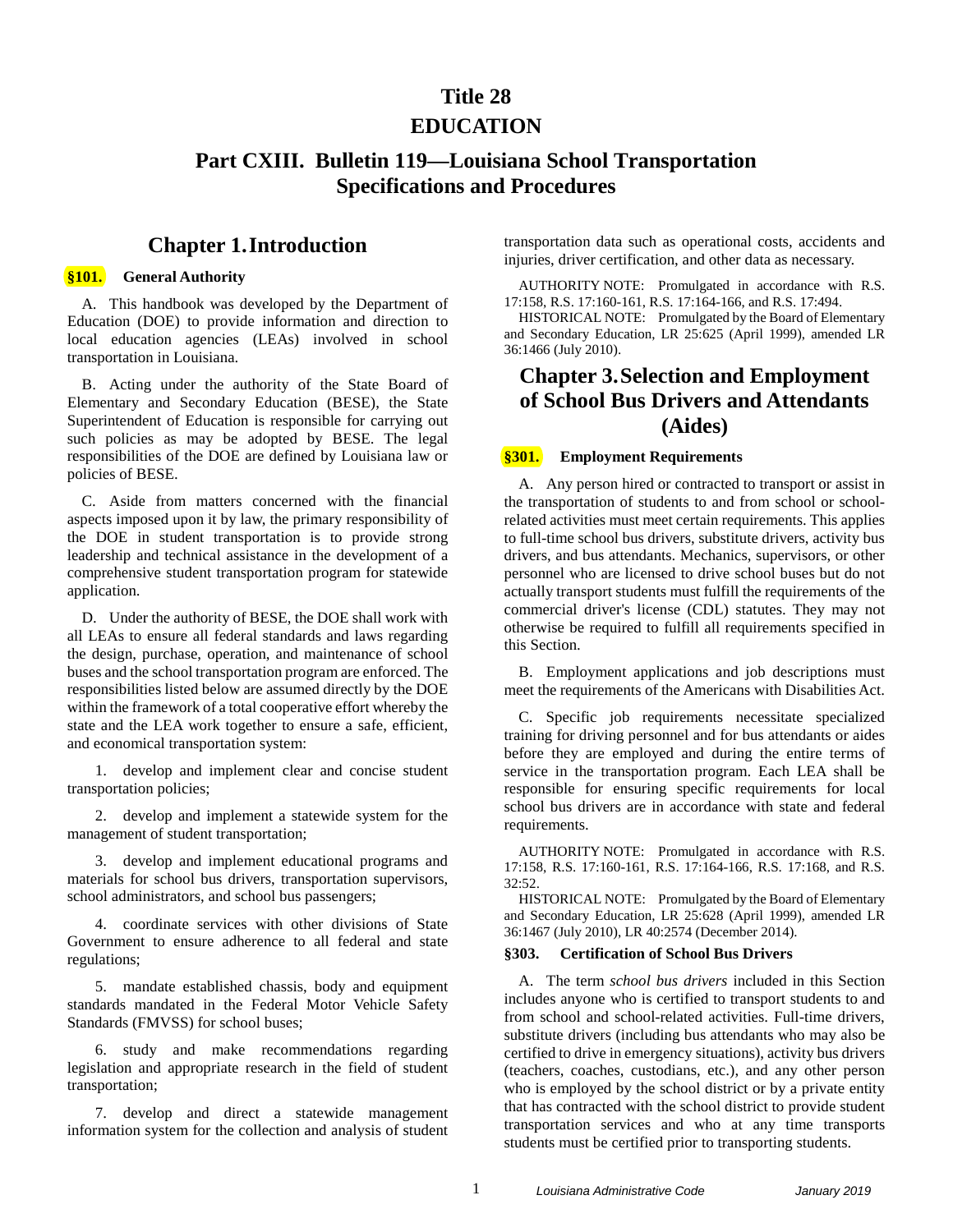# Title 28
# EDUCATION

## Part CXIII. Bulletin 119—Louisiana School Transportation Specifications and Procedures

## Chapter 1. Introduction

### §101. General Authority

A. This handbook was developed by the Department of Education (DOE) to provide information and direction to local education agencies (LEAs) involved in school transportation in Louisiana.

B. Acting under the authority of the State Board of Elementary and Secondary Education (BESE), the State Superintendent of Education is responsible for carrying out such policies as may be adopted by BESE. The legal responsibilities of the DOE are defined by Louisiana law or policies of BESE.

C. Aside from matters concerned with the financial aspects imposed upon it by law, the primary responsibility of the DOE in student transportation is to provide strong leadership and technical assistance in the development of a comprehensive student transportation program for statewide application.

D. Under the authority of BESE, the DOE shall work with all LEAs to ensure all federal standards and laws regarding the design, purchase, operation, and maintenance of school buses and the school transportation program are enforced. The responsibilities listed below are assumed directly by the DOE within the framework of a total cooperative effort whereby the state and the LEA work together to ensure a safe, efficient, and economical transportation system:

1. develop and implement clear and concise student transportation policies;

2. develop and implement a statewide system for the management of student transportation;

3. develop and implement educational programs and materials for school bus drivers, transportation supervisors, school administrators, and school bus passengers;

4. coordinate services with other divisions of State Government to ensure adherence to all federal and state regulations;

5. mandate established chassis, body and equipment standards mandated in the Federal Motor Vehicle Safety Standards (FMVSS) for school buses;

6. study and make recommendations regarding legislation and appropriate research in the field of student transportation;

7. develop and direct a statewide management information system for the collection and analysis of student transportation data such as operational costs, accidents and injuries, driver certification, and other data as necessary.

AUTHORITY NOTE: Promulgated in accordance with R.S. 17:158, R.S. 17:160-161, R.S. 17:164-166, and R.S. 17:494.

HISTORICAL NOTE: Promulgated by the Board of Elementary and Secondary Education, LR 25:625 (April 1999), amended LR 36:1466 (July 2010).

## Chapter 3. Selection and Employment of School Bus Drivers and Attendants (Aides)

### §301. Employment Requirements

A. Any person hired or contracted to transport or assist in the transportation of students to and from school or school-related activities must meet certain requirements. This applies to full-time school bus drivers, substitute drivers, activity bus drivers, and bus attendants. Mechanics, supervisors, or other personnel who are licensed to drive school buses but do not actually transport students must fulfill the requirements of the commercial driver's license (CDL) statutes. They may not otherwise be required to fulfill all requirements specified in this Section.

B. Employment applications and job descriptions must meet the requirements of the Americans with Disabilities Act.

C. Specific job requirements necessitate specialized training for driving personnel and for bus attendants or aides before they are employed and during the entire terms of service in the transportation program. Each LEA shall be responsible for ensuring specific requirements for local school bus drivers are in accordance with state and federal requirements.

AUTHORITY NOTE: Promulgated in accordance with R.S. 17:158, R.S. 17:160-161, R.S. 17:164-166, R.S. 17:168, and R.S. 32:52.

HISTORICAL NOTE: Promulgated by the Board of Elementary and Secondary Education, LR 25:628 (April 1999), amended LR 36:1467 (July 2010), LR 40:2574 (December 2014).

### §303. Certification of School Bus Drivers

A. The term *school bus drivers* included in this Section includes anyone who is certified to transport students to and from school and school-related activities. Full-time drivers, substitute drivers (including bus attendants who may also be certified to drive in emergency situations), activity bus drivers (teachers, coaches, custodians, etc.), and any other person who is employed by the school district or by a private entity that has contracted with the school district to provide student transportation services and who at any time transports students must be certified prior to transporting students.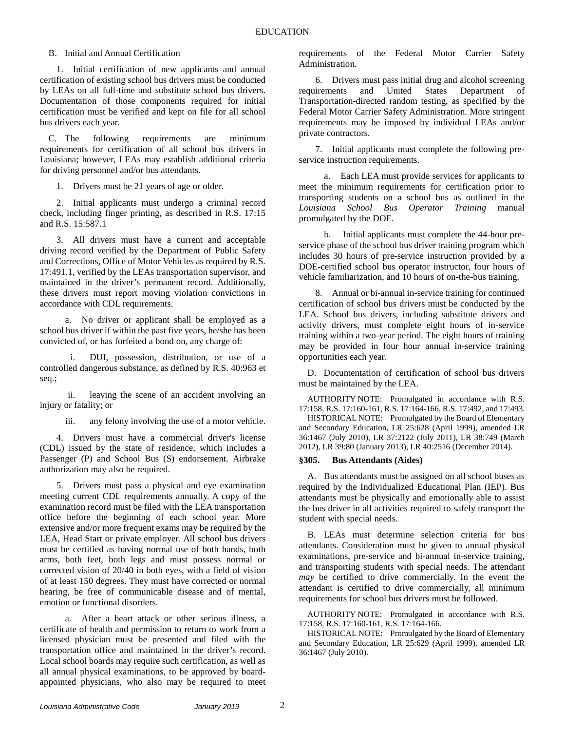B. Initial and Annual Certification

1. Initial certification of new applicants and annual certification of existing school bus drivers must be conducted by LEAs on all full-time and substitute school bus drivers. Documentation of those components required for initial certification must be verified and kept on file for all school bus drivers each year.

C. The following requirements are minimum requirements for certification of all school bus drivers in Louisiana; however, LEAs may establish additional criteria for driving personnel and/or bus attendants.

1. Drivers must be 21 years of age or older.

2. Initial applicants must undergo a criminal record check, including finger printing, as described in R.S. 17:15 and R.S. 15:587.1

3. All drivers must have a current and acceptable driving record verified by the Department of Public Safety and Corrections, Office of Motor Vehicles as required by R.S. 17:491.1, verified by the LEAs transportation supervisor, and maintained in the driver's permanent record. Additionally, these drivers must report moving violation convictions in accordance with CDL requirements.

a. No driver or applicant shall be employed as a school bus driver if within the past five years, he/she has been convicted of, or has forfeited a bond on, any charge of:

i. DUI, possession, distribution, or use of a controlled dangerous substance, as defined by R.S. 40:963 et seq.;

ii. leaving the scene of an accident involving an injury or fatality; or

iii. any felony involving the use of a motor vehicle.

4. Drivers must have a commercial driver's license (CDL) issued by the state of residence, which includes a Passenger (P) and School Bus (S) endorsement. Airbrake authorization may also be required.

5. Drivers must pass a physical and eye examination meeting current CDL requirements annually. A copy of the examination record must be filed with the LEA transportation office before the beginning of each school year. More extensive and/or more frequent exams may be required by the LEA, Head Start or private employer. All school bus drivers must be certified as having normal use of both hands, both arms, both feet, both legs and must possess normal or corrected vision of 20/40 in both eyes, with a field of vision of at least 150 degrees. They must have corrected or normal hearing, be free of communicable disease and of mental, emotion or functional disorders.

a. After a heart attack or other serious illness, a certificate of health and permission to return to work from a licensed physician must be presented and filed with the transportation office and maintained in the driver's record. Local school boards may require such certification, as well as all annual physical examinations, to be approved by board-appointed physicians, who also may be required to meet requirements of the Federal Motor Carrier Safety Administration.

6. Drivers must pass initial drug and alcohol screening requirements and United States Department of Transportation-directed random testing, as specified by the Federal Motor Carrier Safety Administration. More stringent requirements may be imposed by individual LEAs and/or private contractors.

7. Initial applicants must complete the following pre-service instruction requirements.

a. Each LEA must provide services for applicants to meet the minimum requirements for certification prior to transporting students on a school bus as outlined in the *Louisiana School Bus Operator Training* manual promulgated by the DOE.

b. Initial applicants must complete the 44-hour pre-service phase of the school bus driver training program which includes 30 hours of pre-service instruction provided by a DOE-certified school bus operator instructor, four hours of vehicle familiarization, and 10 hours of on-the-bus training.

8. Annual or bi-annual in-service training for continued certification of school bus drivers must be conducted by the LEA. School bus drivers, including substitute drivers and activity drivers, must complete eight hours of in-service training within a two-year period. The eight hours of training may be provided in four hour annual in-service training opportunities each year.

D. Documentation of certification of school bus drivers must be maintained by the LEA.

AUTHORITY NOTE: Promulgated in accordance with R.S. 17:158, R.S. 17:160-161, R.S. 17:164-166, R.S. 17:492, and 17:493.

HISTORICAL NOTE: Promulgated by the Board of Elementary and Secondary Education, LR 25:628 (April 1999), amended LR 36:1467 (July 2010), LR 37:2122 (July 2011), LR 38:749 (March 2012), LR 39:80 (January 2013), LR 40:2516 (December 2014).

### §305. Bus Attendants (Aides)

A. Bus attendants must be assigned on all school buses as required by the Individualized Educational Plan (IEP). Bus attendants must be physically and emotionally able to assist the bus driver in all activities required to safely transport the student with special needs.

B. LEAs must determine selection criteria for bus attendants. Consideration must be given to annual physical examinations, pre-service and bi-annual in-service training, and transporting students with special needs. The attendant *may* be certified to drive commercially. In the event the attendant is certified to drive commercially, all minimum requirements for school bus drivers must be followed.

AUTHORITY NOTE: Promulgated in accordance with R.S. 17:158, R.S. 17:160-161, R.S. 17:164-166.

HISTORICAL NOTE: Promulgated by the Board of Elementary and Secondary Education, LR 25:629 (April 1999), amended LR 36:1467 (July 2010).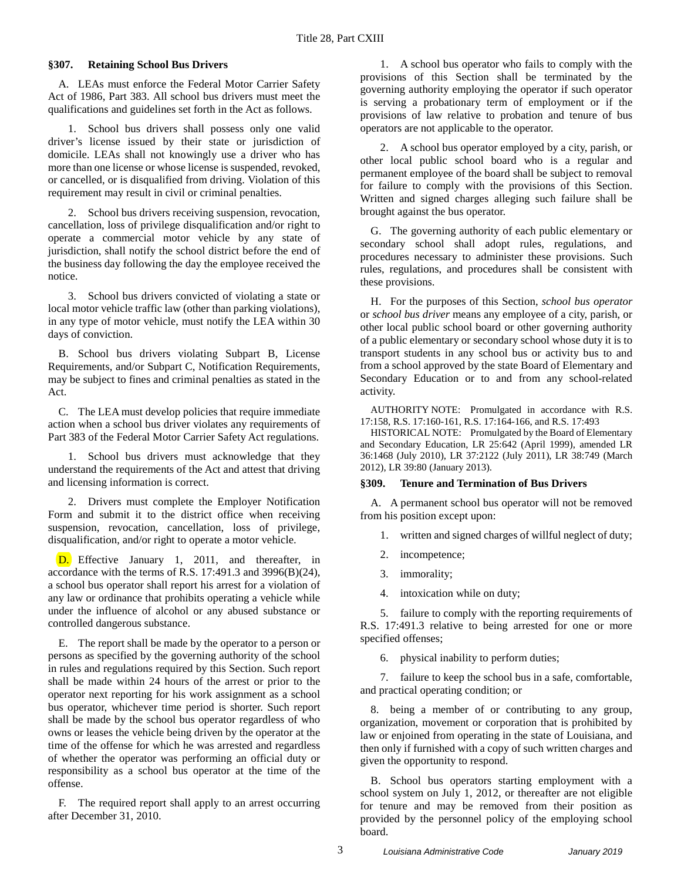### §307. Retaining School Bus Drivers

A. LEAs must enforce the Federal Motor Carrier Safety Act of 1986, Part 383. All school bus drivers must meet the qualifications and guidelines set forth in the Act as follows.

1. School bus drivers shall possess only one valid driver's license issued by their state or jurisdiction of domicile. LEAs shall not knowingly use a driver who has more than one license or whose license is suspended, revoked, or cancelled, or is disqualified from driving. Violation of this requirement may result in civil or criminal penalties.

2. School bus drivers receiving suspension, revocation, cancellation, loss of privilege disqualification and/or right to operate a commercial motor vehicle by any state of jurisdiction, shall notify the school district before the end of the business day following the day the employee received the notice.

3. School bus drivers convicted of violating a state or local motor vehicle traffic law (other than parking violations), in any type of motor vehicle, must notify the LEA within 30 days of conviction.

B. School bus drivers violating Subpart B, License Requirements, and/or Subpart C, Notification Requirements, may be subject to fines and criminal penalties as stated in the Act.

C. The LEA must develop policies that require immediate action when a school bus driver violates any requirements of Part 383 of the Federal Motor Carrier Safety Act regulations.

1. School bus drivers must acknowledge that they understand the requirements of the Act and attest that driving and licensing information is correct.

2. Drivers must complete the Employer Notification Form and submit it to the district office when receiving suspension, revocation, cancellation, loss of privilege, disqualification, and/or right to operate a motor vehicle.

D. Effective January 1, 2011, and thereafter, in accordance with the terms of R.S. 17:491.3 and 3996(B)(24), a school bus operator shall report his arrest for a violation of any law or ordinance that prohibits operating a vehicle while under the influence of alcohol or any abused substance or controlled dangerous substance.

E. The report shall be made by the operator to a person or persons as specified by the governing authority of the school in rules and regulations required by this Section. Such report shall be made within 24 hours of the arrest or prior to the operator next reporting for his work assignment as a school bus operator, whichever time period is shorter. Such report shall be made by the school bus operator regardless of who owns or leases the vehicle being driven by the operator at the time of the offense for which he was arrested and regardless of whether the operator was performing an official duty or responsibility as a school bus operator at the time of the offense.

F. The required report shall apply to an arrest occurring after December 31, 2010.

1. A school bus operator who fails to comply with the provisions of this Section shall be terminated by the governing authority employing the operator if such operator is serving a probationary term of employment or if the provisions of law relative to probation and tenure of bus operators are not applicable to the operator.

2. A school bus operator employed by a city, parish, or other local public school board who is a regular and permanent employee of the board shall be subject to removal for failure to comply with the provisions of this Section. Written and signed charges alleging such failure shall be brought against the bus operator.

G. The governing authority of each public elementary or secondary school shall adopt rules, regulations, and procedures necessary to administer these provisions. Such rules, regulations, and procedures shall be consistent with these provisions.

H. For the purposes of this Section, *school bus operator* or *school bus driver* means any employee of a city, parish, or other local public school board or other governing authority of a public elementary or secondary school whose duty it is to transport students in any school bus or activity bus to and from a school approved by the state Board of Elementary and Secondary Education or to and from any school-related activity.

AUTHORITY NOTE: Promulgated in accordance with R.S. 17:158, R.S. 17:160-161, R.S. 17:164-166, and R.S. 17:493

HISTORICAL NOTE: Promulgated by the Board of Elementary and Secondary Education, LR 25:642 (April 1999), amended LR 36:1468 (July 2010), LR 37:2122 (July 2011), LR 38:749 (March 2012), LR 39:80 (January 2013).

### §309. Tenure and Termination of Bus Drivers

A. A permanent school bus operator will not be removed from his position except upon:

1. written and signed charges of willful neglect of duty;

2. incompetence;

3. immorality;

4. intoxication while on duty;

5. failure to comply with the reporting requirements of R.S. 17:491.3 relative to being arrested for one or more specified offenses;

6. physical inability to perform duties;

7. failure to keep the school bus in a safe, comfortable, and practical operating condition; or

8. being a member of or contributing to any group, organization, movement or corporation that is prohibited by law or enjoined from operating in the state of Louisiana, and then only if furnished with a copy of such written charges and given the opportunity to respond.

B. School bus operators starting employment with a school system on July 1, 2012, or thereafter are not eligible for tenure and may be removed from their position as provided by the personnel policy of the employing school board.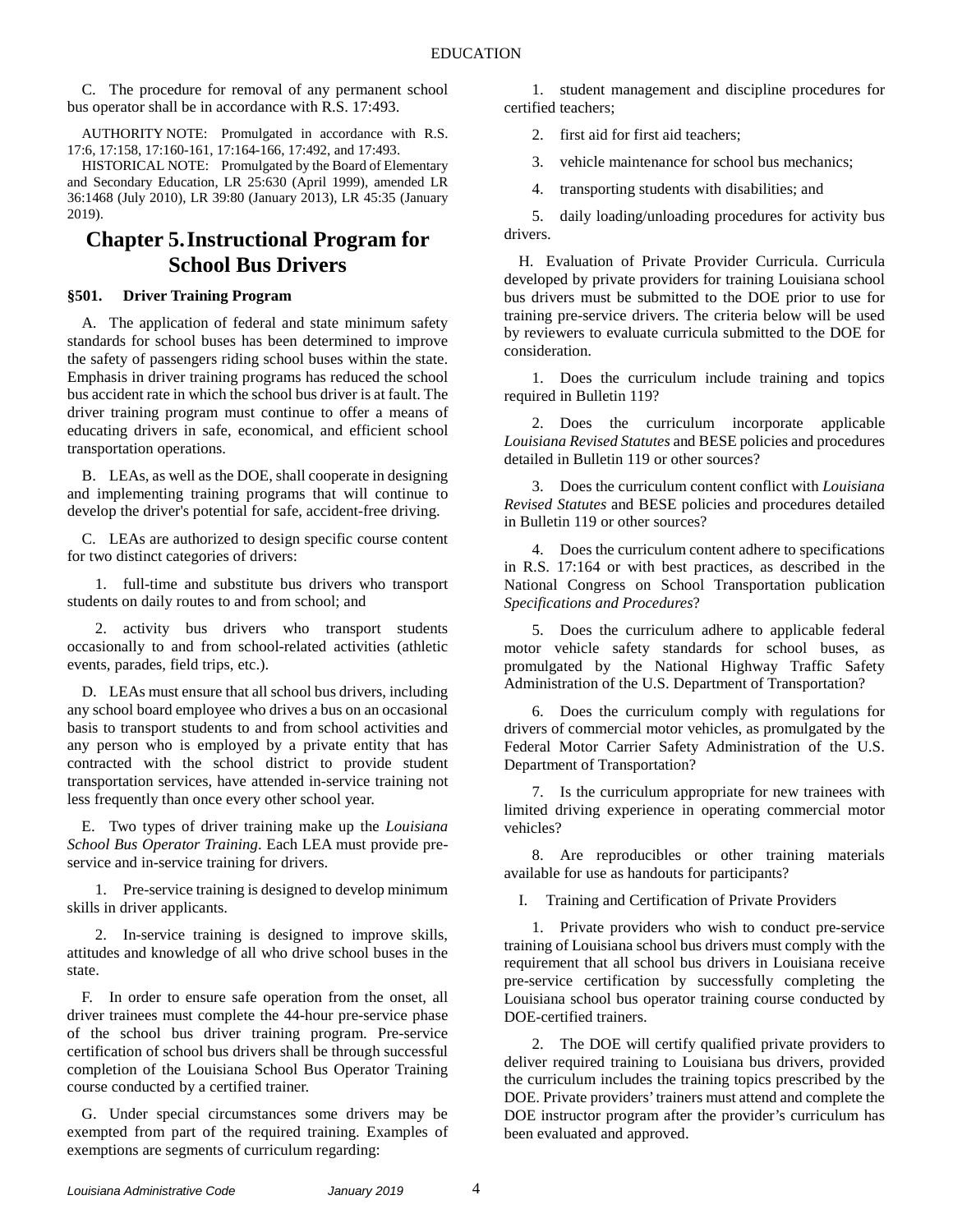C. The procedure for removal of any permanent school bus operator shall be in accordance with R.S. 17:493.

AUTHORITY NOTE: Promulgated in accordance with R.S. 17:6, 17:158, 17:160-161, 17:164-166, 17:492, and 17:493.

HISTORICAL NOTE: Promulgated by the Board of Elementary and Secondary Education, LR 25:630 (April 1999), amended LR 36:1468 (July 2010), LR 39:80 (January 2013), LR 45:35 (January 2019).

## Chapter 5. Instructional Program for School Bus Drivers

### §501. Driver Training Program

A. The application of federal and state minimum safety standards for school buses has been determined to improve the safety of passengers riding school buses within the state. Emphasis in driver training programs has reduced the school bus accident rate in which the school bus driver is at fault. The driver training program must continue to offer a means of educating drivers in safe, economical, and efficient school transportation operations.

B. LEAs, as well as the DOE, shall cooperate in designing and implementing training programs that will continue to develop the driver's potential for safe, accident-free driving.

C. LEAs are authorized to design specific course content for two distinct categories of drivers:

1. full-time and substitute bus drivers who transport students on daily routes to and from school; and

2. activity bus drivers who transport students occasionally to and from school-related activities (athletic events, parades, field trips, etc.).

D. LEAs must ensure that all school bus drivers, including any school board employee who drives a bus on an occasional basis to transport students to and from school activities and any person who is employed by a private entity that has contracted with the school district to provide student transportation services, have attended in-service training not less frequently than once every other school year.

E. Two types of driver training make up the *Louisiana School Bus Operator Training*. Each LEA must provide pre-service and in-service training for drivers.

1. Pre-service training is designed to develop minimum skills in driver applicants.

2. In-service training is designed to improve skills, attitudes and knowledge of all who drive school buses in the state.

F. In order to ensure safe operation from the onset, all driver trainees must complete the 44-hour pre-service phase of the school bus driver training program. Pre-service certification of school bus drivers shall be through successful completion of the Louisiana School Bus Operator Training course conducted by a certified trainer.

G. Under special circumstances some drivers may be exempted from part of the required training. Examples of exemptions are segments of curriculum regarding:

1. student management and discipline procedures for certified teachers;

2. first aid for first aid teachers;

3. vehicle maintenance for school bus mechanics;

4. transporting students with disabilities; and

5. daily loading/unloading procedures for activity bus drivers.

H. Evaluation of Private Provider Curricula. Curricula developed by private providers for training Louisiana school bus drivers must be submitted to the DOE prior to use for training pre-service drivers. The criteria below will be used by reviewers to evaluate curricula submitted to the DOE for consideration.

1. Does the curriculum include training and topics required in Bulletin 119?

2. Does the curriculum incorporate applicable *Louisiana Revised Statutes* and BESE policies and procedures detailed in Bulletin 119 or other sources?

3. Does the curriculum content conflict with *Louisiana Revised Statutes* and BESE policies and procedures detailed in Bulletin 119 or other sources?

4. Does the curriculum content adhere to specifications in R.S. 17:164 or with best practices, as described in the National Congress on School Transportation publication *Specifications and Procedures*?

5. Does the curriculum adhere to applicable federal motor vehicle safety standards for school buses, as promulgated by the National Highway Traffic Safety Administration of the U.S. Department of Transportation?

6. Does the curriculum comply with regulations for drivers of commercial motor vehicles, as promulgated by the Federal Motor Carrier Safety Administration of the U.S. Department of Transportation?

7. Is the curriculum appropriate for new trainees with limited driving experience in operating commercial motor vehicles?

8. Are reproducibles or other training materials available for use as handouts for participants?

I. Training and Certification of Private Providers

1. Private providers who wish to conduct pre-service training of Louisiana school bus drivers must comply with the requirement that all school bus drivers in Louisiana receive pre-service certification by successfully completing the Louisiana school bus operator training course conducted by DOE-certified trainers.

2. The DOE will certify qualified private providers to deliver required training to Louisiana bus drivers, provided the curriculum includes the training topics prescribed by the DOE. Private providers' trainers must attend and complete the DOE instructor program after the provider's curriculum has been evaluated and approved.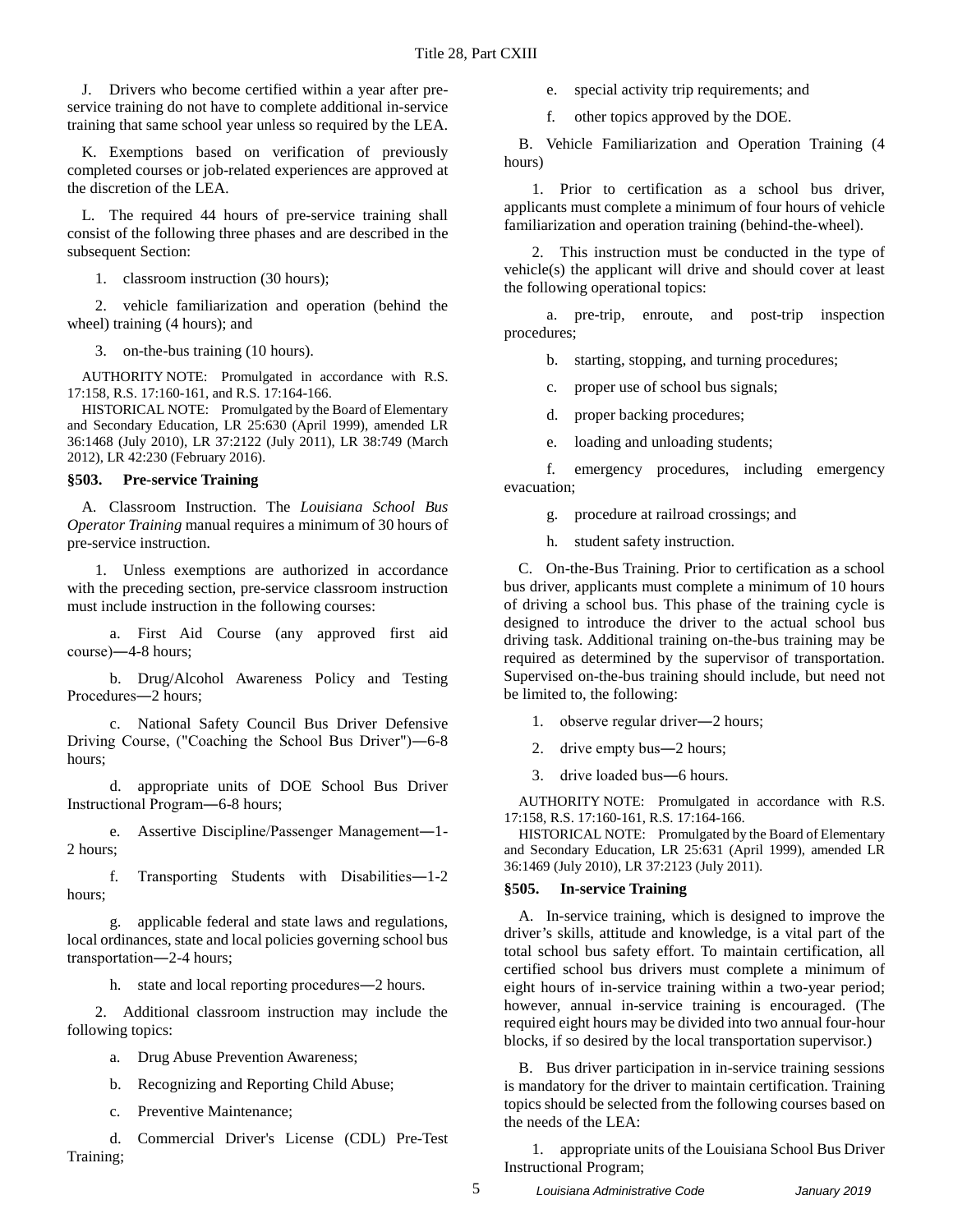J. Drivers who become certified within a year after pre-service training do not have to complete additional in-service training that same school year unless so required by the LEA.

K. Exemptions based on verification of previously completed courses or job-related experiences are approved at the discretion of the LEA.

L. The required 44 hours of pre-service training shall consist of the following three phases and are described in the subsequent Section:

1. classroom instruction (30 hours);

2. vehicle familiarization and operation (behind the wheel) training (4 hours); and

3. on-the-bus training (10 hours).

AUTHORITY NOTE: Promulgated in accordance with R.S. 17:158, R.S. 17:160-161, and R.S. 17:164-166.

HISTORICAL NOTE: Promulgated by the Board of Elementary and Secondary Education, LR 25:630 (April 1999), amended LR 36:1468 (July 2010), LR 37:2122 (July 2011), LR 38:749 (March 2012), LR 42:230 (February 2016).

### §503. Pre-service Training

A. Classroom Instruction. The *Louisiana School Bus Operator Training* manual requires a minimum of 30 hours of pre-service instruction.

1. Unless exemptions are authorized in accordance with the preceding section, pre-service classroom instruction must include instruction in the following courses:

a. First Aid Course (any approved first aid course)―4-8 hours;

b. Drug/Alcohol Awareness Policy and Testing Procedures―2 hours;

c. National Safety Council Bus Driver Defensive Driving Course, ("Coaching the School Bus Driver")―6-8 hours;

d. appropriate units of DOE School Bus Driver Instructional Program―6-8 hours;

e. Assertive Discipline/Passenger Management―1-2 hours;

f. Transporting Students with Disabilities―1-2 hours;

g. applicable federal and state laws and regulations, local ordinances, state and local policies governing school bus transportation―2-4 hours;

h. state and local reporting procedures―2 hours.

2. Additional classroom instruction may include the following topics:

a. Drug Abuse Prevention Awareness;

b. Recognizing and Reporting Child Abuse;

c. Preventive Maintenance;

d. Commercial Driver's License (CDL) Pre-Test Training;

e. special activity trip requirements; and

f. other topics approved by the DOE.

B. Vehicle Familiarization and Operation Training (4 hours)

1. Prior to certification as a school bus driver, applicants must complete a minimum of four hours of vehicle familiarization and operation training (behind-the-wheel).

2. This instruction must be conducted in the type of vehicle(s) the applicant will drive and should cover at least the following operational topics:

a. pre-trip, enroute, and post-trip inspection procedures;

b. starting, stopping, and turning procedures;

c. proper use of school bus signals;

d. proper backing procedures;

e. loading and unloading students;

f. emergency procedures, including emergency evacuation;

g. procedure at railroad crossings; and

h. student safety instruction.

C. On-the-Bus Training. Prior to certification as a school bus driver, applicants must complete a minimum of 10 hours of driving a school bus. This phase of the training cycle is designed to introduce the driver to the actual school bus driving task. Additional training on-the-bus training may be required as determined by the supervisor of transportation. Supervised on-the-bus training should include, but need not be limited to, the following:

1. observe regular driver―2 hours;

2. drive empty bus―2 hours;

3. drive loaded bus―6 hours.

AUTHORITY NOTE: Promulgated in accordance with R.S. 17:158, R.S. 17:160-161, R.S. 17:164-166.

HISTORICAL NOTE: Promulgated by the Board of Elementary and Secondary Education, LR 25:631 (April 1999), amended LR 36:1469 (July 2010), LR 37:2123 (July 2011).

### §505. In-service Training

A. In-service training, which is designed to improve the driver's skills, attitude and knowledge, is a vital part of the total school bus safety effort. To maintain certification, all certified school bus drivers must complete a minimum of eight hours of in-service training within a two-year period; however, annual in-service training is encouraged. (The required eight hours may be divided into two annual four-hour blocks, if so desired by the local transportation supervisor.)

B. Bus driver participation in in-service training sessions is mandatory for the driver to maintain certification. Training topics should be selected from the following courses based on the needs of the LEA:

1. appropriate units of the Louisiana School Bus Driver Instructional Program;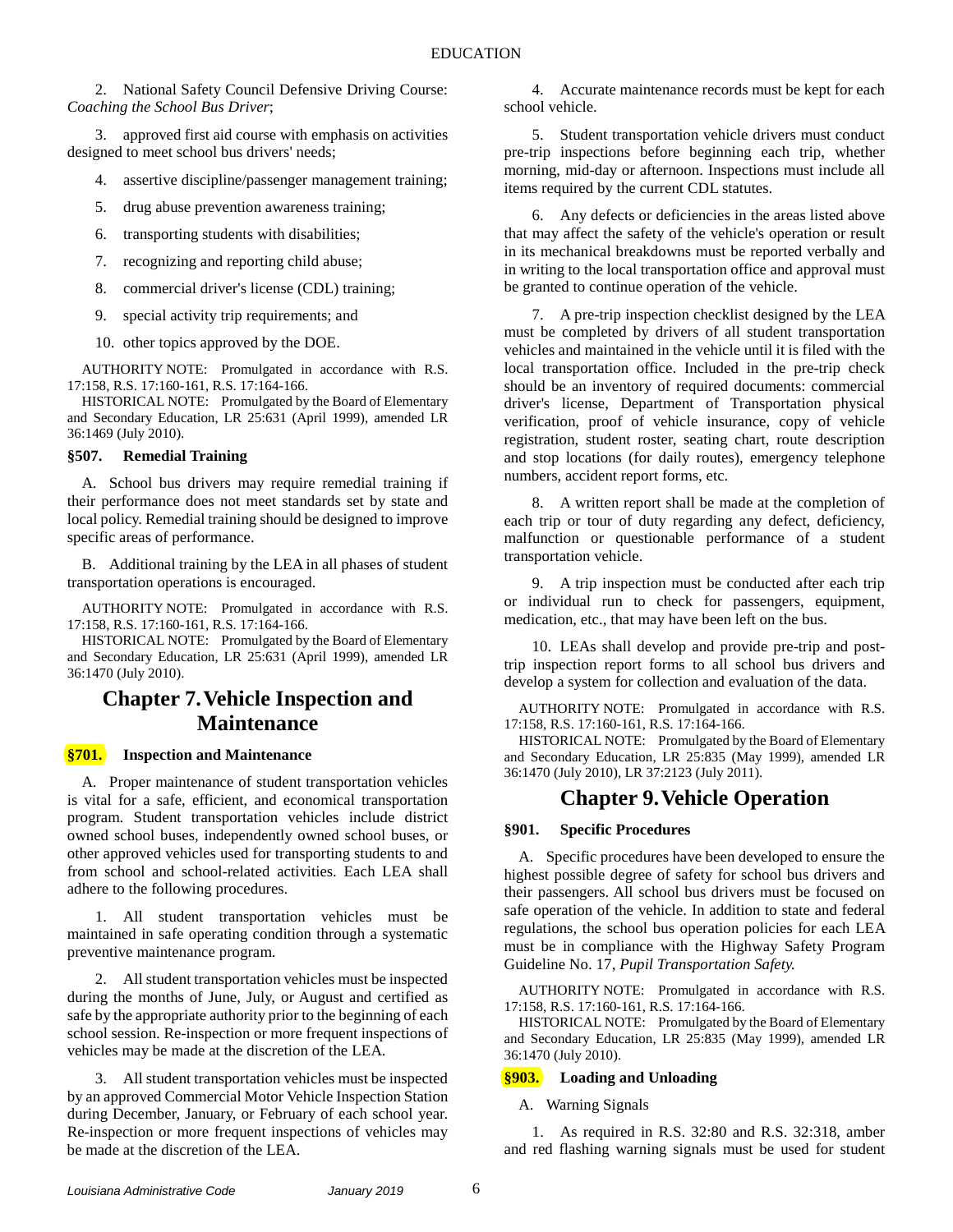2. National Safety Council Defensive Driving Course: *Coaching the School Bus Driver*;

3. approved first aid course with emphasis on activities designed to meet school bus drivers' needs;

4. assertive discipline/passenger management training;

5. drug abuse prevention awareness training;

6. transporting students with disabilities;

7. recognizing and reporting child abuse;

8. commercial driver's license (CDL) training;

9. special activity trip requirements; and

10. other topics approved by the DOE.

AUTHORITY NOTE: Promulgated in accordance with R.S. 17:158, R.S. 17:160-161, R.S. 17:164-166.

HISTORICAL NOTE: Promulgated by the Board of Elementary and Secondary Education, LR 25:631 (April 1999), amended LR 36:1469 (July 2010).

### §507. Remedial Training

A. School bus drivers may require remedial training if their performance does not meet standards set by state and local policy. Remedial training should be designed to improve specific areas of performance.

B. Additional training by the LEA in all phases of student transportation operations is encouraged.

AUTHORITY NOTE: Promulgated in accordance with R.S. 17:158, R.S. 17:160-161, R.S. 17:164-166.

HISTORICAL NOTE: Promulgated by the Board of Elementary and Secondary Education, LR 25:631 (April 1999), amended LR 36:1470 (July 2010).

## Chapter 7. Vehicle Inspection and Maintenance

### §701. Inspection and Maintenance

A. Proper maintenance of student transportation vehicles is vital for a safe, efficient, and economical transportation program. Student transportation vehicles include district owned school buses, independently owned school buses, or other approved vehicles used for transporting students to and from school and school-related activities. Each LEA shall adhere to the following procedures.

1. All student transportation vehicles must be maintained in safe operating condition through a systematic preventive maintenance program.

2. All student transportation vehicles must be inspected during the months of June, July, or August and certified as safe by the appropriate authority prior to the beginning of each school session. Re-inspection or more frequent inspections of vehicles may be made at the discretion of the LEA.

3. All student transportation vehicles must be inspected by an approved Commercial Motor Vehicle Inspection Station during December, January, or February of each school year. Re-inspection or more frequent inspections of vehicles may be made at the discretion of the LEA.

4. Accurate maintenance records must be kept for each school vehicle.

5. Student transportation vehicle drivers must conduct pre-trip inspections before beginning each trip, whether morning, mid-day or afternoon. Inspections must include all items required by the current CDL statutes.

6. Any defects or deficiencies in the areas listed above that may affect the safety of the vehicle's operation or result in its mechanical breakdowns must be reported verbally and in writing to the local transportation office and approval must be granted to continue operation of the vehicle.

7. A pre-trip inspection checklist designed by the LEA must be completed by drivers of all student transportation vehicles and maintained in the vehicle until it is filed with the local transportation office. Included in the pre-trip check should be an inventory of required documents: commercial driver's license, Department of Transportation physical verification, proof of vehicle insurance, copy of vehicle registration, student roster, seating chart, route description and stop locations (for daily routes), emergency telephone numbers, accident report forms, etc.

8. A written report shall be made at the completion of each trip or tour of duty regarding any defect, deficiency, malfunction or questionable performance of a student transportation vehicle.

9. A trip inspection must be conducted after each trip or individual run to check for passengers, equipment, medication, etc., that may have been left on the bus.

10. LEAs shall develop and provide pre-trip and post-trip inspection report forms to all school bus drivers and develop a system for collection and evaluation of the data.

AUTHORITY NOTE: Promulgated in accordance with R.S. 17:158, R.S. 17:160-161, R.S. 17:164-166.

HISTORICAL NOTE: Promulgated by the Board of Elementary and Secondary Education, LR 25:835 (May 1999), amended LR 36:1470 (July 2010), LR 37:2123 (July 2011).

## Chapter 9. Vehicle Operation

### §901. Specific Procedures

A. Specific procedures have been developed to ensure the highest possible degree of safety for school bus drivers and their passengers. All school bus drivers must be focused on safe operation of the vehicle. In addition to state and federal regulations, the school bus operation policies for each LEA must be in compliance with the Highway Safety Program Guideline No. 17, *Pupil Transportation Safety.*

AUTHORITY NOTE: Promulgated in accordance with R.S. 17:158, R.S. 17:160-161, R.S. 17:164-166.

HISTORICAL NOTE: Promulgated by the Board of Elementary and Secondary Education, LR 25:835 (May 1999), amended LR 36:1470 (July 2010).

### §903. Loading and Unloading

A. Warning Signals

1. As required in R.S. 32:80 and R.S. 32:318, amber and red flashing warning signals must be used for student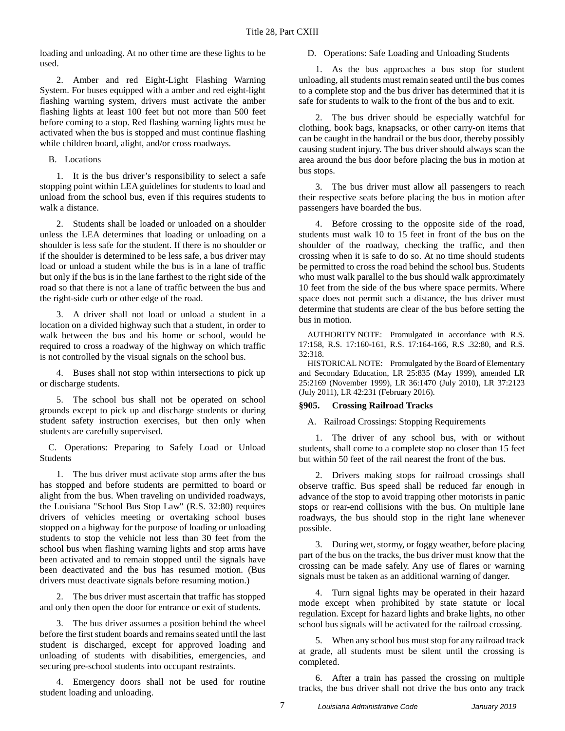loading and unloading. At no other time are these lights to be used.

2. Amber and red Eight-Light Flashing Warning System. For buses equipped with a amber and red eight-light flashing warning system, drivers must activate the amber flashing lights at least 100 feet but not more than 500 feet before coming to a stop. Red flashing warning lights must be activated when the bus is stopped and must continue flashing while children board, alight, and/or cross roadways.

B. Locations

1. It is the bus driver's responsibility to select a safe stopping point within LEA guidelines for students to load and unload from the school bus, even if this requires students to walk a distance.

2. Students shall be loaded or unloaded on a shoulder unless the LEA determines that loading or unloading on a shoulder is less safe for the student. If there is no shoulder or if the shoulder is determined to be less safe, a bus driver may load or unload a student while the bus is in a lane of traffic but only if the bus is in the lane farthest to the right side of the road so that there is not a lane of traffic between the bus and the right-side curb or other edge of the road.

3. A driver shall not load or unload a student in a location on a divided highway such that a student, in order to walk between the bus and his home or school, would be required to cross a roadway of the highway on which traffic is not controlled by the visual signals on the school bus.

4. Buses shall not stop within intersections to pick up or discharge students.

5. The school bus shall not be operated on school grounds except to pick up and discharge students or during student safety instruction exercises, but then only when students are carefully supervised.

C. Operations: Preparing to Safely Load or Unload Students

1. The bus driver must activate stop arms after the bus has stopped and before students are permitted to board or alight from the bus. When traveling on undivided roadways, the Louisiana "School Bus Stop Law" (R.S. 32:80) requires drivers of vehicles meeting or overtaking school buses stopped on a highway for the purpose of loading or unloading students to stop the vehicle not less than 30 feet from the school bus when flashing warning lights and stop arms have been activated and to remain stopped until the signals have been deactivated and the bus has resumed motion. (Bus drivers must deactivate signals before resuming motion.)

2. The bus driver must ascertain that traffic has stopped and only then open the door for entrance or exit of students.

3. The bus driver assumes a position behind the wheel before the first student boards and remains seated until the last student is discharged, except for approved loading and unloading of students with disabilities, emergencies, and securing pre-school students into occupant restraints.

4. Emergency doors shall not be used for routine student loading and unloading.

D. Operations: Safe Loading and Unloading Students

1. As the bus approaches a bus stop for student unloading, all students must remain seated until the bus comes to a complete stop and the bus driver has determined that it is safe for students to walk to the front of the bus and to exit.

2. The bus driver should be especially watchful for clothing, book bags, knapsacks, or other carry-on items that can be caught in the handrail or the bus door, thereby possibly causing student injury. The bus driver should always scan the area around the bus door before placing the bus in motion at bus stops.

3. The bus driver must allow all passengers to reach their respective seats before placing the bus in motion after passengers have boarded the bus.

4. Before crossing to the opposite side of the road, students must walk 10 to 15 feet in front of the bus on the shoulder of the roadway, checking the traffic, and then crossing when it is safe to do so. At no time should students be permitted to cross the road behind the school bus. Students who must walk parallel to the bus should walk approximately 10 feet from the side of the bus where space permits. Where space does not permit such a distance, the bus driver must determine that students are clear of the bus before setting the bus in motion.

AUTHORITY NOTE: Promulgated in accordance with R.S. 17:158, R.S. 17:160-161, R.S. 17:164-166, R.S .32:80, and R.S. 32:318.

HISTORICAL NOTE: Promulgated by the Board of Elementary and Secondary Education, LR 25:835 (May 1999), amended LR 25:2169 (November 1999), LR 36:1470 (July 2010), LR 37:2123 (July 2011), LR 42:231 (February 2016).

## §905. Crossing Railroad Tracks

A. Railroad Crossings: Stopping Requirements

1. The driver of any school bus, with or without students, shall come to a complete stop no closer than 15 feet but within 50 feet of the rail nearest the front of the bus.

2. Drivers making stops for railroad crossings shall observe traffic. Bus speed shall be reduced far enough in advance of the stop to avoid trapping other motorists in panic stops or rear-end collisions with the bus. On multiple lane roadways, the bus should stop in the right lane whenever possible.

3. During wet, stormy, or foggy weather, before placing part of the bus on the tracks, the bus driver must know that the crossing can be made safely. Any use of flares or warning signals must be taken as an additional warning of danger.

4. Turn signal lights may be operated in their hazard mode except when prohibited by state statute or local regulation. Except for hazard lights and brake lights, no other school bus signals will be activated for the railroad crossing.

5. When any school bus must stop for any railroad track at grade, all students must be silent until the crossing is completed.

6. After a train has passed the crossing on multiple tracks, the bus driver shall not drive the bus onto any track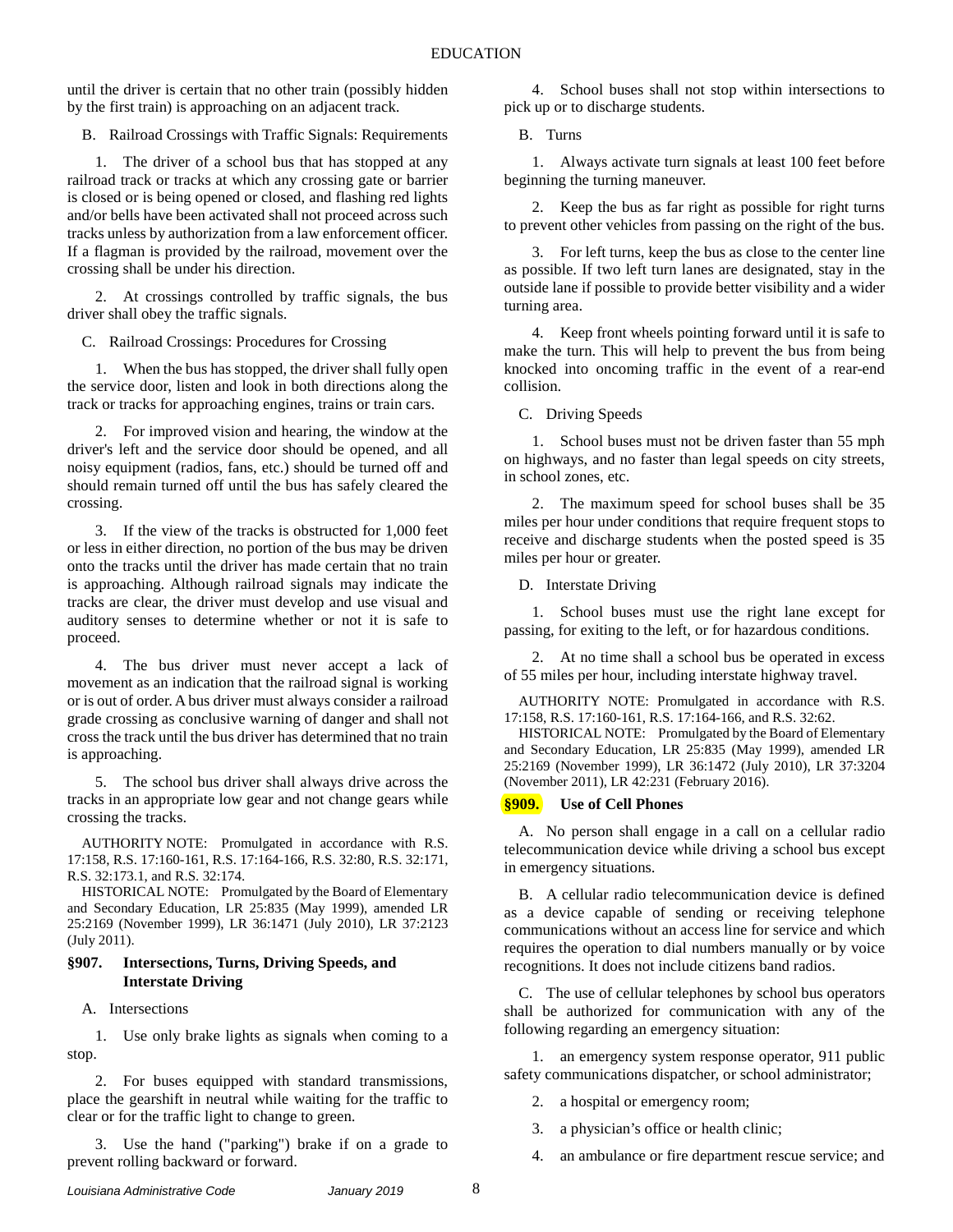until the driver is certain that no other train (possibly hidden by the first train) is approaching on an adjacent track.

B. Railroad Crossings with Traffic Signals: Requirements

1. The driver of a school bus that has stopped at any railroad track or tracks at which any crossing gate or barrier is closed or is being opened or closed, and flashing red lights and/or bells have been activated shall not proceed across such tracks unless by authorization from a law enforcement officer. If a flagman is provided by the railroad, movement over the crossing shall be under his direction.

2. At crossings controlled by traffic signals, the bus driver shall obey the traffic signals.

C. Railroad Crossings: Procedures for Crossing

1. When the bus has stopped, the driver shall fully open the service door, listen and look in both directions along the track or tracks for approaching engines, trains or train cars.

2. For improved vision and hearing, the window at the driver's left and the service door should be opened, and all noisy equipment (radios, fans, etc.) should be turned off and should remain turned off until the bus has safely cleared the crossing.

3. If the view of the tracks is obstructed for 1,000 feet or less in either direction, no portion of the bus may be driven onto the tracks until the driver has made certain that no train is approaching. Although railroad signals may indicate the tracks are clear, the driver must develop and use visual and auditory senses to determine whether or not it is safe to proceed.

4. The bus driver must never accept a lack of movement as an indication that the railroad signal is working or is out of order. A bus driver must always consider a railroad grade crossing as conclusive warning of danger and shall not cross the track until the bus driver has determined that no train is approaching.

5. The school bus driver shall always drive across the tracks in an appropriate low gear and not change gears while crossing the tracks.

AUTHORITY NOTE: Promulgated in accordance with R.S. 17:158, R.S. 17:160-161, R.S. 17:164-166, R.S. 32:80, R.S. 32:171, R.S. 32:173.1, and R.S. 32:174.

HISTORICAL NOTE: Promulgated by the Board of Elementary and Secondary Education, LR 25:835 (May 1999), amended LR 25:2169 (November 1999), LR 36:1471 (July 2010), LR 37:2123 (July 2011).

### §907. Intersections, Turns, Driving Speeds, and Interstate Driving

A. Intersections

1. Use only brake lights as signals when coming to a stop.

2. For buses equipped with standard transmissions, place the gearshift in neutral while waiting for the traffic to clear or for the traffic light to change to green.

3. Use the hand ("parking") brake if on a grade to prevent rolling backward or forward.

4. School buses shall not stop within intersections to pick up or to discharge students.

B. Turns

1. Always activate turn signals at least 100 feet before beginning the turning maneuver.

2. Keep the bus as far right as possible for right turns to prevent other vehicles from passing on the right of the bus.

3. For left turns, keep the bus as close to the center line as possible. If two left turn lanes are designated, stay in the outside lane if possible to provide better visibility and a wider turning area.

4. Keep front wheels pointing forward until it is safe to make the turn. This will help to prevent the bus from being knocked into oncoming traffic in the event of a rear-end collision.

C. Driving Speeds

1. School buses must not be driven faster than 55 mph on highways, and no faster than legal speeds on city streets, in school zones, etc.

2. The maximum speed for school buses shall be 35 miles per hour under conditions that require frequent stops to receive and discharge students when the posted speed is 35 miles per hour or greater.

D. Interstate Driving

1. School buses must use the right lane except for passing, for exiting to the left, or for hazardous conditions.

2. At no time shall a school bus be operated in excess of 55 miles per hour, including interstate highway travel.

AUTHORITY NOTE: Promulgated in accordance with R.S. 17:158, R.S. 17:160-161, R.S. 17:164-166, and R.S. 32:62.

HISTORICAL NOTE: Promulgated by the Board of Elementary and Secondary Education, LR 25:835 (May 1999), amended LR 25:2169 (November 1999), LR 36:1472 (July 2010), LR 37:3204 (November 2011), LR 42:231 (February 2016).

### §909. Use of Cell Phones

A. No person shall engage in a call on a cellular radio telecommunication device while driving a school bus except in emergency situations.

B. A cellular radio telecommunication device is defined as a device capable of sending or receiving telephone communications without an access line for service and which requires the operation to dial numbers manually or by voice recognitions. It does not include citizens band radios.

C. The use of cellular telephones by school bus operators shall be authorized for communication with any of the following regarding an emergency situation:

1. an emergency system response operator, 911 public safety communications dispatcher, or school administrator;

2. a hospital or emergency room;

3. a physician's office or health clinic;

4. an ambulance or fire department rescue service; and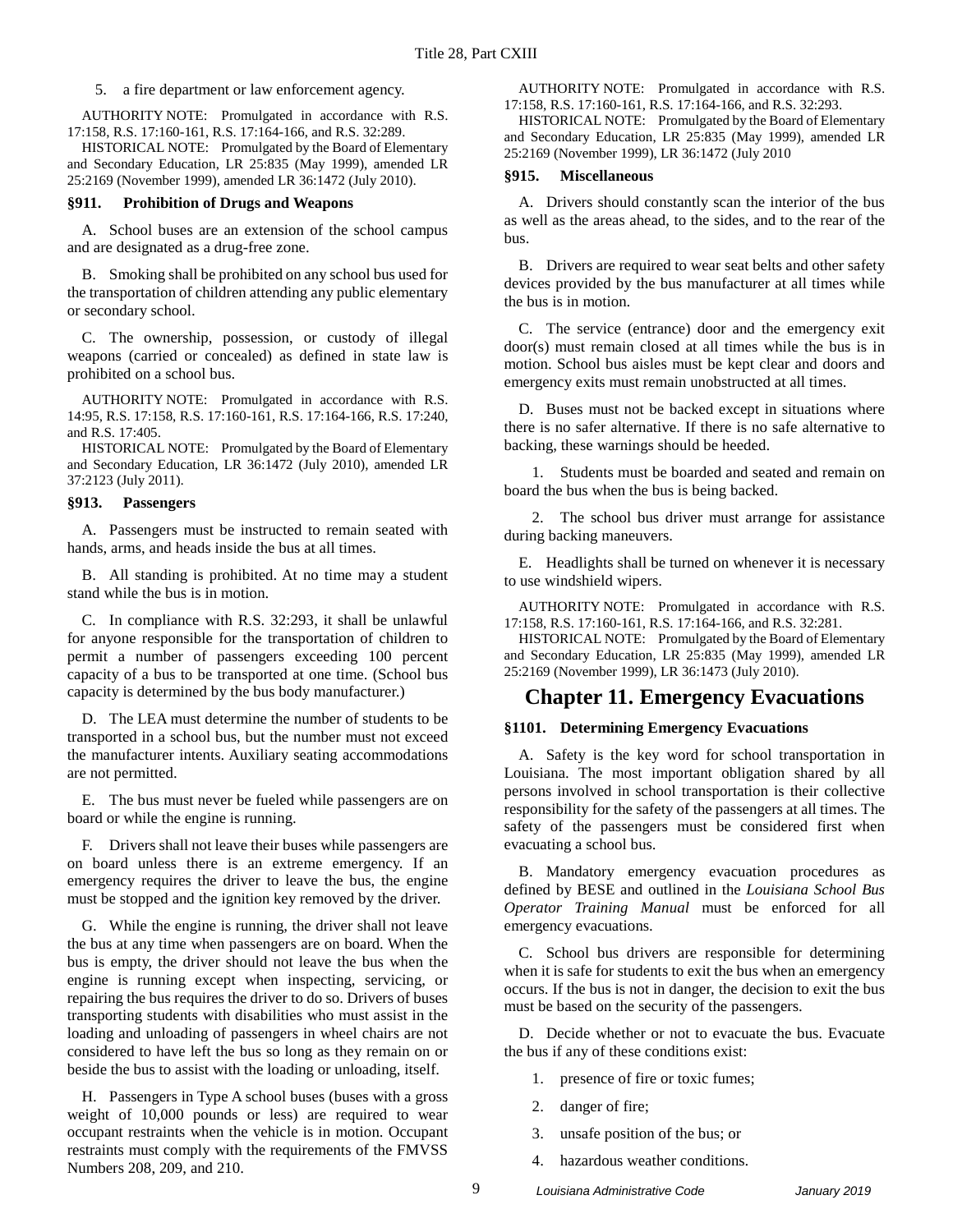5. a fire department or law enforcement agency.

AUTHORITY NOTE: Promulgated in accordance with R.S. 17:158, R.S. 17:160-161, R.S. 17:164-166, and R.S. 32:289.

HISTORICAL NOTE: Promulgated by the Board of Elementary and Secondary Education, LR 25:835 (May 1999), amended LR 25:2169 (November 1999), amended LR 36:1472 (July 2010).

### §911. Prohibition of Drugs and Weapons

A. School buses are an extension of the school campus and are designated as a drug-free zone.

B. Smoking shall be prohibited on any school bus used for the transportation of children attending any public elementary or secondary school.

C. The ownership, possession, or custody of illegal weapons (carried or concealed) as defined in state law is prohibited on a school bus.

AUTHORITY NOTE: Promulgated in accordance with R.S. 14:95, R.S. 17:158, R.S. 17:160-161, R.S. 17:164-166, R.S. 17:240, and R.S. 17:405.

HISTORICAL NOTE: Promulgated by the Board of Elementary and Secondary Education, LR 36:1472 (July 2010), amended LR 37:2123 (July 2011).

### §913. Passengers

A. Passengers must be instructed to remain seated with hands, arms, and heads inside the bus at all times.

B. All standing is prohibited. At no time may a student stand while the bus is in motion.

C. In compliance with R.S. 32:293, it shall be unlawful for anyone responsible for the transportation of children to permit a number of passengers exceeding 100 percent capacity of a bus to be transported at one time. (School bus capacity is determined by the bus body manufacturer.)

D. The LEA must determine the number of students to be transported in a school bus, but the number must not exceed the manufacturer intents. Auxiliary seating accommodations are not permitted.

E. The bus must never be fueled while passengers are on board or while the engine is running.

F. Drivers shall not leave their buses while passengers are on board unless there is an extreme emergency. If an emergency requires the driver to leave the bus, the engine must be stopped and the ignition key removed by the driver.

G. While the engine is running, the driver shall not leave the bus at any time when passengers are on board. When the bus is empty, the driver should not leave the bus when the engine is running except when inspecting, servicing, or repairing the bus requires the driver to do so. Drivers of buses transporting students with disabilities who must assist in the loading and unloading of passengers in wheel chairs are not considered to have left the bus so long as they remain on or beside the bus to assist with the loading or unloading, itself.

H. Passengers in Type A school buses (buses with a gross weight of 10,000 pounds or less) are required to wear occupant restraints when the vehicle is in motion. Occupant restraints must comply with the requirements of the FMVSS Numbers 208, 209, and 210.

AUTHORITY NOTE: Promulgated in accordance with R.S. 17:158, R.S. 17:160-161, R.S. 17:164-166, and R.S. 32:293.

HISTORICAL NOTE: Promulgated by the Board of Elementary and Secondary Education, LR 25:835 (May 1999), amended LR 25:2169 (November 1999), LR 36:1472 (July 2010

### §915. Miscellaneous

A. Drivers should constantly scan the interior of the bus as well as the areas ahead, to the sides, and to the rear of the bus.

B. Drivers are required to wear seat belts and other safety devices provided by the bus manufacturer at all times while the bus is in motion.

C. The service (entrance) door and the emergency exit door(s) must remain closed at all times while the bus is in motion. School bus aisles must be kept clear and doors and emergency exits must remain unobstructed at all times.

D. Buses must not be backed except in situations where there is no safer alternative. If there is no safe alternative to backing, these warnings should be heeded.

1. Students must be boarded and seated and remain on board the bus when the bus is being backed.

2. The school bus driver must arrange for assistance during backing maneuvers.

E. Headlights shall be turned on whenever it is necessary to use windshield wipers.

AUTHORITY NOTE: Promulgated in accordance with R.S. 17:158, R.S. 17:160-161, R.S. 17:164-166, and R.S. 32:281.

HISTORICAL NOTE: Promulgated by the Board of Elementary and Secondary Education, LR 25:835 (May 1999), amended LR 25:2169 (November 1999), LR 36:1473 (July 2010).

## Chapter 11. Emergency Evacuations

### §1101. Determining Emergency Evacuations

A. Safety is the key word for school transportation in Louisiana. The most important obligation shared by all persons involved in school transportation is their collective responsibility for the safety of the passengers at all times. The safety of the passengers must be considered first when evacuating a school bus.

B. Mandatory emergency evacuation procedures as defined by BESE and outlined in the *Louisiana School Bus Operator Training Manual* must be enforced for all emergency evacuations.

C. School bus drivers are responsible for determining when it is safe for students to exit the bus when an emergency occurs. If the bus is not in danger, the decision to exit the bus must be based on the security of the passengers.

D. Decide whether or not to evacuate the bus. Evacuate the bus if any of these conditions exist:

1. presence of fire or toxic fumes;

2. danger of fire;

3. unsafe position of the bus; or

4. hazardous weather conditions.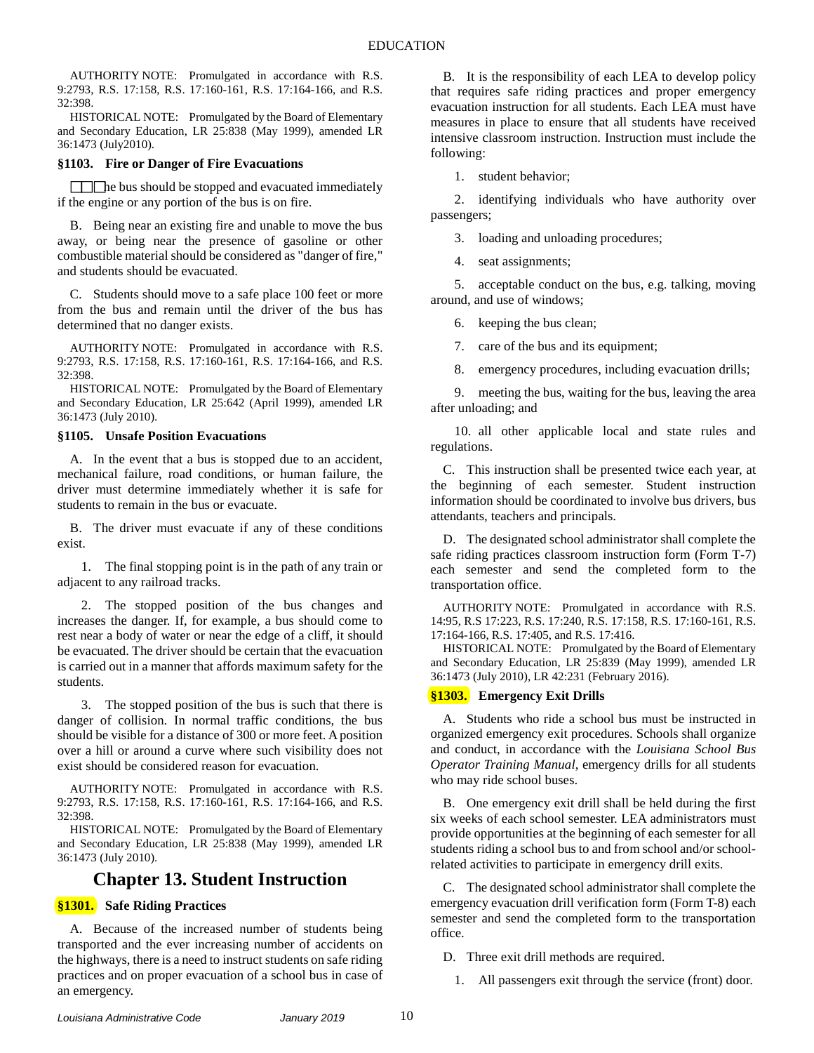AUTHORITY NOTE: Promulgated in accordance with R.S. 9:2793, R.S. 17:158, R.S. 17:160-161, R.S. 17:164-166, and R.S. 32:398.

HISTORICAL NOTE: Promulgated by the Board of Elementary and Secondary Education, LR 25:838 (May 1999), amended LR 36:1473 (July2010).

### §1103. Fire or Danger of Fire Evacuations

A. The bus should be stopped and evacuated immediately if the engine or any portion of the bus is on fire.

B. Being near an existing fire and unable to move the bus away, or being near the presence of gasoline or other combustible material should be considered as "danger of fire," and students should be evacuated.

C. Students should move to a safe place 100 feet or more from the bus and remain until the driver of the bus has determined that no danger exists.

AUTHORITY NOTE: Promulgated in accordance with R.S. 9:2793, R.S. 17:158, R.S. 17:160-161, R.S. 17:164-166, and R.S. 32:398.

HISTORICAL NOTE: Promulgated by the Board of Elementary and Secondary Education, LR 25:642 (April 1999), amended LR 36:1473 (July 2010).

### §1105. Unsafe Position Evacuations

A. In the event that a bus is stopped due to an accident, mechanical failure, road conditions, or human failure, the driver must determine immediately whether it is safe for students to remain in the bus or evacuate.

B. The driver must evacuate if any of these conditions exist.

1. The final stopping point is in the path of any train or adjacent to any railroad tracks.

2. The stopped position of the bus changes and increases the danger. If, for example, a bus should come to rest near a body of water or near the edge of a cliff, it should be evacuated. The driver should be certain that the evacuation is carried out in a manner that affords maximum safety for the students.

3. The stopped position of the bus is such that there is danger of collision. In normal traffic conditions, the bus should be visible for a distance of 300 or more feet. A position over a hill or around a curve where such visibility does not exist should be considered reason for evacuation.

AUTHORITY NOTE: Promulgated in accordance with R.S. 9:2793, R.S. 17:158, R.S. 17:160-161, R.S. 17:164-166, and R.S. 32:398.

HISTORICAL NOTE: Promulgated by the Board of Elementary and Secondary Education, LR 25:838 (May 1999), amended LR 36:1473 (July 2010).

## Chapter 13. Student Instruction

### §1301. Safe Riding Practices

A. Because of the increased number of students being transported and the ever increasing number of accidents on the highways, there is a need to instruct students on safe riding practices and on proper evacuation of a school bus in case of an emergency.

B. It is the responsibility of each LEA to develop policy that requires safe riding practices and proper emergency evacuation instruction for all students. Each LEA must have measures in place to ensure that all students have received intensive classroom instruction. Instruction must include the following:

1. student behavior;

2. identifying individuals who have authority over passengers;

3. loading and unloading procedures;

4. seat assignments;

5. acceptable conduct on the bus, e.g. talking, moving around, and use of windows;

6. keeping the bus clean;

7. care of the bus and its equipment;

8. emergency procedures, including evacuation drills;

9. meeting the bus, waiting for the bus, leaving the area after unloading; and

10. all other applicable local and state rules and regulations.

C. This instruction shall be presented twice each year, at the beginning of each semester. Student instruction information should be coordinated to involve bus drivers, bus attendants, teachers and principals.

D. The designated school administrator shall complete the safe riding practices classroom instruction form (Form T-7) each semester and send the completed form to the transportation office.

AUTHORITY NOTE: Promulgated in accordance with R.S. 14:95, R.S 17:223, R.S. 17:240, R.S. 17:158, R.S. 17:160-161, R.S. 17:164-166, R.S. 17:405, and R.S. 17:416.

HISTORICAL NOTE: Promulgated by the Board of Elementary and Secondary Education, LR 25:839 (May 1999), amended LR 36:1473 (July 2010), LR 42:231 (February 2016).

### §1303. Emergency Exit Drills

A. Students who ride a school bus must be instructed in organized emergency exit procedures. Schools shall organize and conduct, in accordance with the *Louisiana School Bus Operator Training Manual*, emergency drills for all students who may ride school buses.

B. One emergency exit drill shall be held during the first six weeks of each school semester. LEA administrators must provide opportunities at the beginning of each semester for all students riding a school bus to and from school and/or school-related activities to participate in emergency drill exits.

C. The designated school administrator shall complete the emergency evacuation drill verification form (Form T-8) each semester and send the completed form to the transportation office.

D. Three exit drill methods are required.

1. All passengers exit through the service (front) door.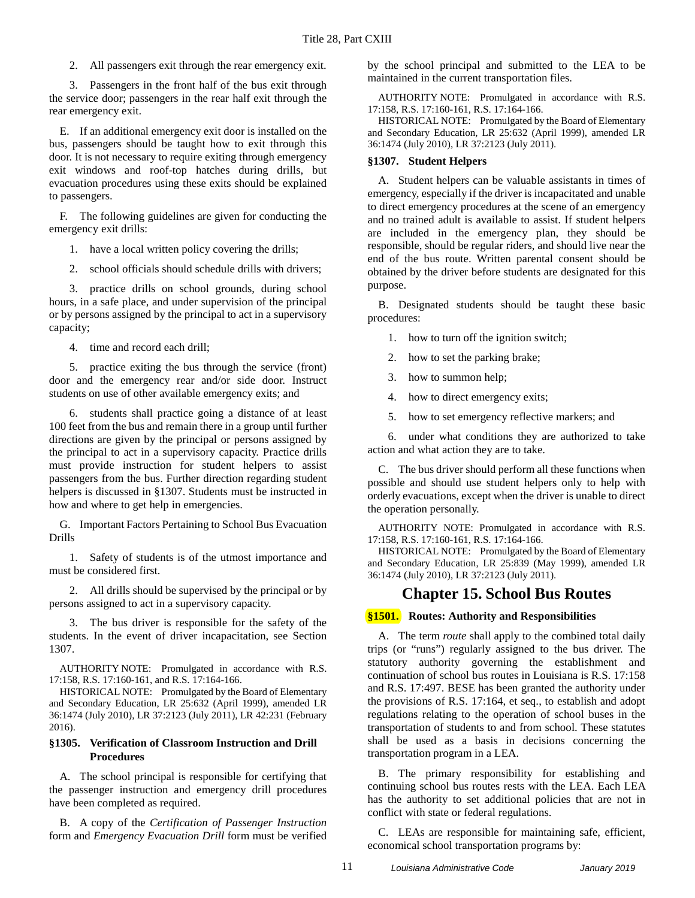2. All passengers exit through the rear emergency exit.

3. Passengers in the front half of the bus exit through the service door; passengers in the rear half exit through the rear emergency exit.

E. If an additional emergency exit door is installed on the bus, passengers should be taught how to exit through this door. It is not necessary to require exiting through emergency exit windows and roof-top hatches during drills, but evacuation procedures using these exits should be explained to passengers.

F. The following guidelines are given for conducting the emergency exit drills:

1. have a local written policy covering the drills;

2. school officials should schedule drills with drivers;

3. practice drills on school grounds, during school hours, in a safe place, and under supervision of the principal or by persons assigned by the principal to act in a supervisory capacity;

4. time and record each drill;

5. practice exiting the bus through the service (front) door and the emergency rear and/or side door. Instruct students on use of other available emergency exits; and

6. students shall practice going a distance of at least 100 feet from the bus and remain there in a group until further directions are given by the principal or persons assigned by the principal to act in a supervisory capacity. Practice drills must provide instruction for student helpers to assist passengers from the bus. Further direction regarding student helpers is discussed in §1307. Students must be instructed in how and where to get help in emergencies.

G. Important Factors Pertaining to School Bus Evacuation Drills

1. Safety of students is of the utmost importance and must be considered first.

2. All drills should be supervised by the principal or by persons assigned to act in a supervisory capacity.

3. The bus driver is responsible for the safety of the students. In the event of driver incapacitation, see Section 1307.

AUTHORITY NOTE: Promulgated in accordance with R.S. 17:158, R.S. 17:160-161, and R.S. 17:164-166.

HISTORICAL NOTE: Promulgated by the Board of Elementary and Secondary Education, LR 25:632 (April 1999), amended LR 36:1474 (July 2010), LR 37:2123 (July 2011), LR 42:231 (February 2016).

### §1305. Verification of Classroom Instruction and Drill Procedures

A. The school principal is responsible for certifying that the passenger instruction and emergency drill procedures have been completed as required.

B. A copy of the *Certification of Passenger Instruction* form and *Emergency Evacuation Drill* form must be verified by the school principal and submitted to the LEA to be maintained in the current transportation files.

AUTHORITY NOTE: Promulgated in accordance with R.S. 17:158, R.S. 17:160-161, R.S. 17:164-166.

HISTORICAL NOTE: Promulgated by the Board of Elementary and Secondary Education, LR 25:632 (April 1999), amended LR 36:1474 (July 2010), LR 37:2123 (July 2011).

### §1307. Student Helpers

A. Student helpers can be valuable assistants in times of emergency, especially if the driver is incapacitated and unable to direct emergency procedures at the scene of an emergency and no trained adult is available to assist. If student helpers are included in the emergency plan, they should be responsible, should be regular riders, and should live near the end of the bus route. Written parental consent should be obtained by the driver before students are designated for this purpose.

B. Designated students should be taught these basic procedures:

1. how to turn off the ignition switch;

2. how to set the parking brake;

3. how to summon help;

4. how to direct emergency exits;

5. how to set emergency reflective markers; and

6. under what conditions they are authorized to take action and what action they are to take.

C. The bus driver should perform all these functions when possible and should use student helpers only to help with orderly evacuations, except when the driver is unable to direct the operation personally.

AUTHORITY NOTE: Promulgated in accordance with R.S. 17:158, R.S. 17:160-161, R.S. 17:164-166.

HISTORICAL NOTE: Promulgated by the Board of Elementary and Secondary Education, LR 25:839 (May 1999), amended LR 36:1474 (July 2010), LR 37:2123 (July 2011).

## Chapter 15. School Bus Routes

### §1501. Routes: Authority and Responsibilities

A. The term *route* shall apply to the combined total daily trips (or "runs") regularly assigned to the bus driver. The statutory authority governing the establishment and continuation of school bus routes in Louisiana is R.S. 17:158 and R.S. 17:497. BESE has been granted the authority under the provisions of R.S. 17:164, et seq., to establish and adopt regulations relating to the operation of school buses in the transportation of students to and from school. These statutes shall be used as a basis in decisions concerning the transportation program in a LEA.

B. The primary responsibility for establishing and continuing school bus routes rests with the LEA. Each LEA has the authority to set additional policies that are not in conflict with state or federal regulations.

C. LEAs are responsible for maintaining safe, efficient, economical school transportation programs by: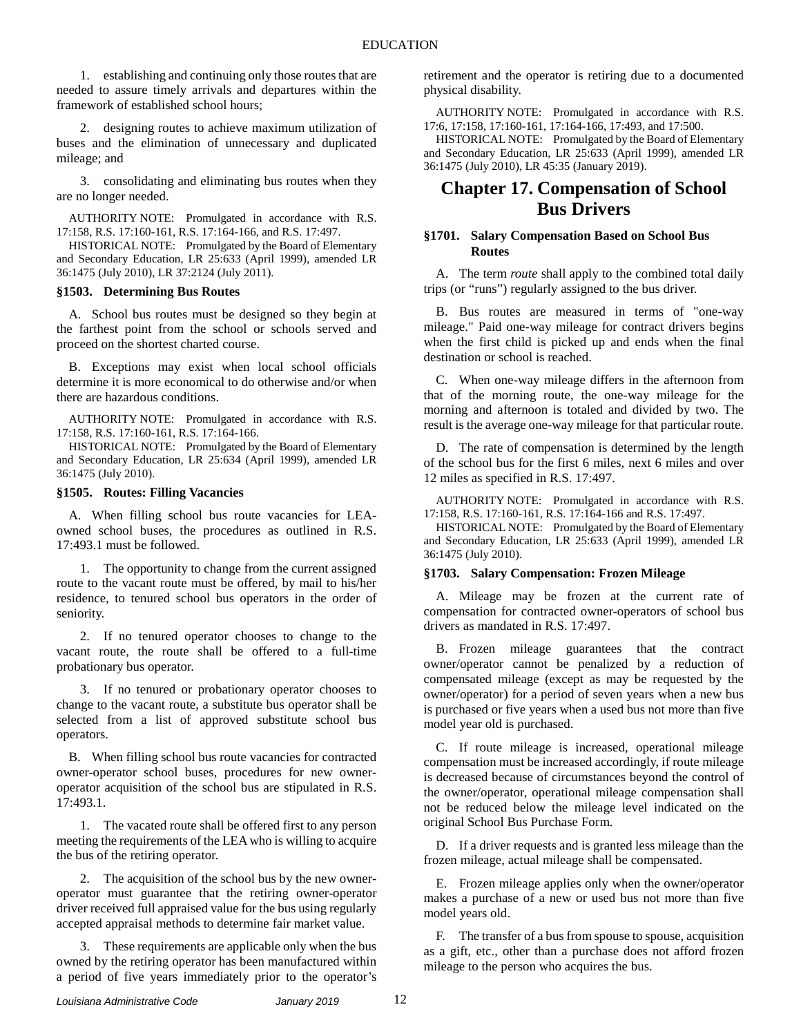1. establishing and continuing only those routes that are needed to assure timely arrivals and departures within the framework of established school hours;

2. designing routes to achieve maximum utilization of buses and the elimination of unnecessary and duplicated mileage; and

3. consolidating and eliminating bus routes when they are no longer needed.

AUTHORITY NOTE: Promulgated in accordance with R.S. 17:158, R.S. 17:160-161, R.S. 17:164-166, and R.S. 17:497.

HISTORICAL NOTE: Promulgated by the Board of Elementary and Secondary Education, LR 25:633 (April 1999), amended LR 36:1475 (July 2010), LR 37:2124 (July 2011).

### §1503. Determining Bus Routes

A. School bus routes must be designed so they begin at the farthest point from the school or schools served and proceed on the shortest charted course.

B. Exceptions may exist when local school officials determine it is more economical to do otherwise and/or when there are hazardous conditions.

AUTHORITY NOTE: Promulgated in accordance with R.S. 17:158, R.S. 17:160-161, R.S. 17:164-166.

HISTORICAL NOTE: Promulgated by the Board of Elementary and Secondary Education, LR 25:634 (April 1999), amended LR 36:1475 (July 2010).

### §1505. Routes: Filling Vacancies

A. When filling school bus route vacancies for LEA-owned school buses, the procedures as outlined in R.S. 17:493.1 must be followed.

1. The opportunity to change from the current assigned route to the vacant route must be offered, by mail to his/her residence, to tenured school bus operators in the order of seniority.

2. If no tenured operator chooses to change to the vacant route, the route shall be offered to a full-time probationary bus operator.

3. If no tenured or probationary operator chooses to change to the vacant route, a substitute bus operator shall be selected from a list of approved substitute school bus operators.

B. When filling school bus route vacancies for contracted owner-operator school buses, procedures for new owner-operator acquisition of the school bus are stipulated in R.S. 17:493.1.

1. The vacated route shall be offered first to any person meeting the requirements of the LEA who is willing to acquire the bus of the retiring operator.

2. The acquisition of the school bus by the new owner-operator must guarantee that the retiring owner-operator driver received full appraised value for the bus using regularly accepted appraisal methods to determine fair market value.

3. These requirements are applicable only when the bus owned by the retiring operator has been manufactured within a period of five years immediately prior to the operator's retirement and the operator is retiring due to a documented physical disability.

AUTHORITY NOTE: Promulgated in accordance with R.S. 17:6, 17:158, 17:160-161, 17:164-166, 17:493, and 17:500.

HISTORICAL NOTE: Promulgated by the Board of Elementary and Secondary Education, LR 25:633 (April 1999), amended LR 36:1475 (July 2010), LR 45:35 (January 2019).

## Chapter 17. Compensation of School Bus Drivers

### §1701. Salary Compensation Based on School Bus Routes

A. The term *route* shall apply to the combined total daily trips (or "runs") regularly assigned to the bus driver.

B. Bus routes are measured in terms of "one-way mileage." Paid one-way mileage for contract drivers begins when the first child is picked up and ends when the final destination or school is reached.

C. When one-way mileage differs in the afternoon from that of the morning route, the one-way mileage for the morning and afternoon is totaled and divided by two. The result is the average one-way mileage for that particular route.

D. The rate of compensation is determined by the length of the school bus for the first 6 miles, next 6 miles and over 12 miles as specified in R.S. 17:497.

AUTHORITY NOTE: Promulgated in accordance with R.S. 17:158, R.S. 17:160-161, R.S. 17:164-166 and R.S. 17:497.

HISTORICAL NOTE: Promulgated by the Board of Elementary and Secondary Education, LR 25:633 (April 1999), amended LR 36:1475 (July 2010).

### §1703. Salary Compensation: Frozen Mileage

A. Mileage may be frozen at the current rate of compensation for contracted owner-operators of school bus drivers as mandated in R.S. 17:497.

B. Frozen mileage guarantees that the contract owner/operator cannot be penalized by a reduction of compensated mileage (except as may be requested by the owner/operator) for a period of seven years when a new bus is purchased or five years when a used bus not more than five model year old is purchased.

C. If route mileage is increased, operational mileage compensation must be increased accordingly, if route mileage is decreased because of circumstances beyond the control of the owner/operator, operational mileage compensation shall not be reduced below the mileage level indicated on the original School Bus Purchase Form.

D. If a driver requests and is granted less mileage than the frozen mileage, actual mileage shall be compensated.

E. Frozen mileage applies only when the owner/operator makes a purchase of a new or used bus not more than five model years old.

F. The transfer of a bus from spouse to spouse, acquisition as a gift, etc., other than a purchase does not afford frozen mileage to the person who acquires the bus.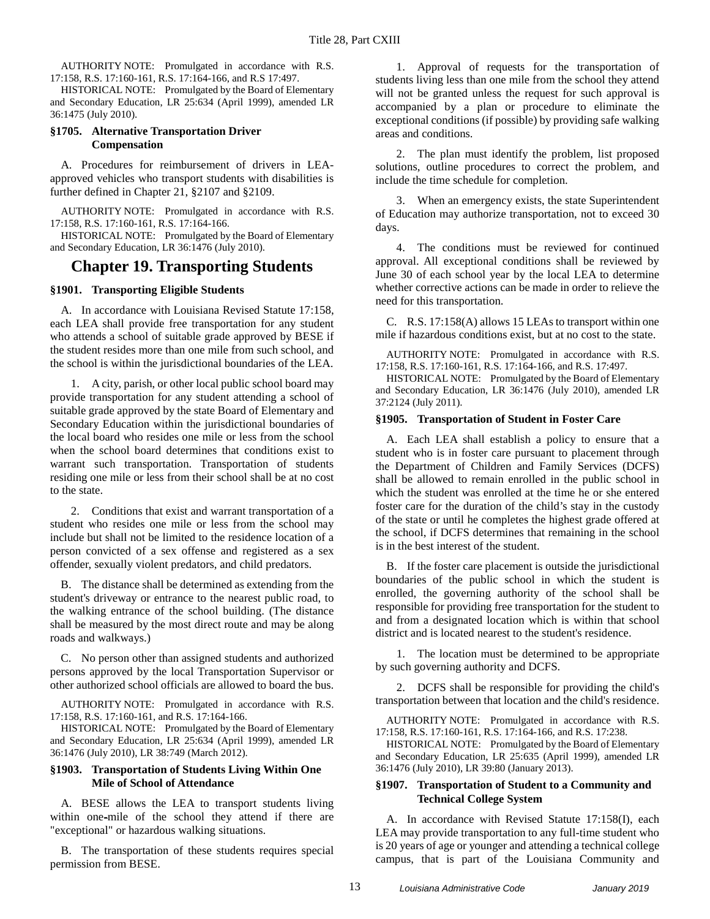AUTHORITY NOTE: Promulgated in accordance with R.S. 17:158, R.S. 17:160-161, R.S. 17:164-166, and R.S 17:497.

HISTORICAL NOTE: Promulgated by the Board of Elementary and Secondary Education, LR 25:634 (April 1999), amended LR 36:1475 (July 2010).

### §1705. Alternative Transportation Driver Compensation

A. Procedures for reimbursement of drivers in LEA-approved vehicles who transport students with disabilities is further defined in Chapter 21, §2107 and §2109.

AUTHORITY NOTE: Promulgated in accordance with R.S. 17:158, R.S. 17:160-161, R.S. 17:164-166.

HISTORICAL NOTE: Promulgated by the Board of Elementary and Secondary Education, LR 36:1476 (July 2010).

## Chapter 19. Transporting Students

### §1901. Transporting Eligible Students

A. In accordance with Louisiana Revised Statute 17:158, each LEA shall provide free transportation for any student who attends a school of suitable grade approved by BESE if the student resides more than one mile from such school, and the school is within the jurisdictional boundaries of the LEA.

1. A city, parish, or other local public school board may provide transportation for any student attending a school of suitable grade approved by the state Board of Elementary and Secondary Education within the jurisdictional boundaries of the local board who resides one mile or less from the school when the school board determines that conditions exist to warrant such transportation. Transportation of students residing one mile or less from their school shall be at no cost to the state.

2. Conditions that exist and warrant transportation of a student who resides one mile or less from the school may include but shall not be limited to the residence location of a person convicted of a sex offense and registered as a sex offender, sexually violent predators, and child predators.

B. The distance shall be determined as extending from the student's driveway or entrance to the nearest public road, to the walking entrance of the school building. (The distance shall be measured by the most direct route and may be along roads and walkways.)

C. No person other than assigned students and authorized persons approved by the local Transportation Supervisor or other authorized school officials are allowed to board the bus.

AUTHORITY NOTE: Promulgated in accordance with R.S. 17:158, R.S. 17:160-161, and R.S. 17:164-166.

HISTORICAL NOTE: Promulgated by the Board of Elementary and Secondary Education, LR 25:634 (April 1999), amended LR 36:1476 (July 2010), LR 38:749 (March 2012).

### §1903. Transportation of Students Living Within One Mile of School of Attendance

A. BESE allows the LEA to transport students living within one-mile of the school they attend if there are "exceptional" or hazardous walking situations.

B. The transportation of these students requires special permission from BESE.

1. Approval of requests for the transportation of students living less than one mile from the school they attend will not be granted unless the request for such approval is accompanied by a plan or procedure to eliminate the exceptional conditions (if possible) by providing safe walking areas and conditions.

2. The plan must identify the problem, list proposed solutions, outline procedures to correct the problem, and include the time schedule for completion.

3. When an emergency exists, the state Superintendent of Education may authorize transportation, not to exceed 30 days.

4. The conditions must be reviewed for continued approval. All exceptional conditions shall be reviewed by June 30 of each school year by the local LEA to determine whether corrective actions can be made in order to relieve the need for this transportation.

C. R.S. 17:158(A) allows 15 LEAs to transport within one mile if hazardous conditions exist, but at no cost to the state.

AUTHORITY NOTE: Promulgated in accordance with R.S. 17:158, R.S. 17:160-161, R.S. 17:164-166, and R.S. 17:497.

HISTORICAL NOTE: Promulgated by the Board of Elementary and Secondary Education, LR 36:1476 (July 2010), amended LR 37:2124 (July 2011).

### §1905. Transportation of Student in Foster Care

A. Each LEA shall establish a policy to ensure that a student who is in foster care pursuant to placement through the Department of Children and Family Services (DCFS) shall be allowed to remain enrolled in the public school in which the student was enrolled at the time he or she entered foster care for the duration of the child's stay in the custody of the state or until he completes the highest grade offered at the school, if DCFS determines that remaining in the school is in the best interest of the student.

B. If the foster care placement is outside the jurisdictional boundaries of the public school in which the student is enrolled, the governing authority of the school shall be responsible for providing free transportation for the student to and from a designated location which is within that school district and is located nearest to the student's residence.

1. The location must be determined to be appropriate by such governing authority and DCFS.

2. DCFS shall be responsible for providing the child's transportation between that location and the child's residence.

AUTHORITY NOTE: Promulgated in accordance with R.S. 17:158, R.S. 17:160-161, R.S. 17:164-166, and R.S. 17:238.

HISTORICAL NOTE: Promulgated by the Board of Elementary and Secondary Education, LR 25:635 (April 1999), amended LR 36:1476 (July 2010), LR 39:80 (January 2013).

### §1907. Transportation of Student to a Community and Technical College System

A. In accordance with Revised Statute 17:158(I), each LEA may provide transportation to any full-time student who is 20 years of age or younger and attending a technical college campus, that is part of the Louisiana Community and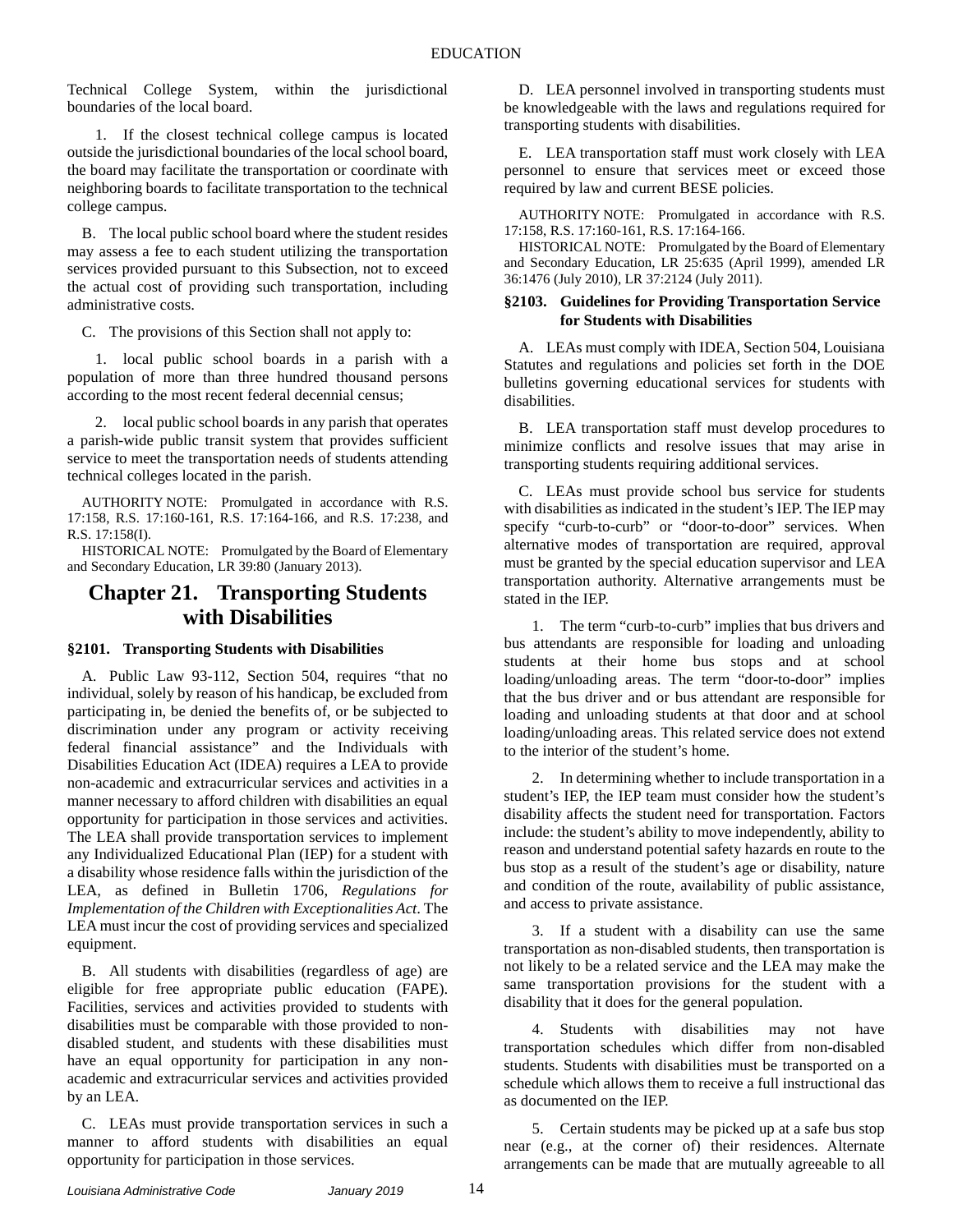Technical College System, within the jurisdictional boundaries of the local board.

1. If the closest technical college campus is located outside the jurisdictional boundaries of the local school board, the board may facilitate the transportation or coordinate with neighboring boards to facilitate transportation to the technical college campus.

B. The local public school board where the student resides may assess a fee to each student utilizing the transportation services provided pursuant to this Subsection, not to exceed the actual cost of providing such transportation, including administrative costs.

C. The provisions of this Section shall not apply to:

1. local public school boards in a parish with a population of more than three hundred thousand persons according to the most recent federal decennial census;

2. local public school boards in any parish that operates a parish-wide public transit system that provides sufficient service to meet the transportation needs of students attending technical colleges located in the parish.

AUTHORITY NOTE: Promulgated in accordance with R.S. 17:158, R.S. 17:160-161, R.S. 17:164-166, and R.S. 17:238, and R.S. 17:158(I).

HISTORICAL NOTE: Promulgated by the Board of Elementary and Secondary Education, LR 39:80 (January 2013).

# Chapter 21. Transporting Students with Disabilities

### §2101. Transporting Students with Disabilities

A. Public Law 93-112, Section 504, requires "that no individual, solely by reason of his handicap, be excluded from participating in, be denied the benefits of, or be subjected to discrimination under any program or activity receiving federal financial assistance" and the Individuals with Disabilities Education Act (IDEA) requires a LEA to provide non-academic and extracurricular services and activities in a manner necessary to afford children with disabilities an equal opportunity for participation in those services and activities. The LEA shall provide transportation services to implement any Individualized Educational Plan (IEP) for a student with a disability whose residence falls within the jurisdiction of the LEA, as defined in Bulletin 1706, *Regulations for Implementation of the Children with Exceptionalities Act*. The LEA must incur the cost of providing services and specialized equipment.

B. All students with disabilities (regardless of age) are eligible for free appropriate public education (FAPE). Facilities, services and activities provided to students with disabilities must be comparable with those provided to non-disabled student, and students with these disabilities must have an equal opportunity for participation in any non-academic and extracurricular services and activities provided by an LEA.

C. LEAs must provide transportation services in such a manner to afford students with disabilities an equal opportunity for participation in those services.

D. LEA personnel involved in transporting students must be knowledgeable with the laws and regulations required for transporting students with disabilities.

E. LEA transportation staff must work closely with LEA personnel to ensure that services meet or exceed those required by law and current BESE policies.

AUTHORITY NOTE: Promulgated in accordance with R.S. 17:158, R.S. 17:160-161, R.S. 17:164-166.

HISTORICAL NOTE: Promulgated by the Board of Elementary and Secondary Education, LR 25:635 (April 1999), amended LR 36:1476 (July 2010), LR 37:2124 (July 2011).

### §2103. Guidelines for Providing Transportation Service for Students with Disabilities

A. LEAs must comply with IDEA, Section 504, Louisiana Statutes and regulations and policies set forth in the DOE bulletins governing educational services for students with disabilities.

B. LEA transportation staff must develop procedures to minimize conflicts and resolve issues that may arise in transporting students requiring additional services.

C. LEAs must provide school bus service for students with disabilities as indicated in the student's IEP. The IEP may specify "curb-to-curb" or "door-to-door" services. When alternative modes of transportation are required, approval must be granted by the special education supervisor and LEA transportation authority. Alternative arrangements must be stated in the IEP.

1. The term "curb-to-curb" implies that bus drivers and bus attendants are responsible for loading and unloading students at their home bus stops and at school loading/unloading areas. The term "door-to-door" implies that the bus driver and or bus attendant are responsible for loading and unloading students at that door and at school loading/unloading areas. This related service does not extend to the interior of the student's home.

2. In determining whether to include transportation in a student's IEP, the IEP team must consider how the student's disability affects the student need for transportation. Factors include: the student's ability to move independently, ability to reason and understand potential safety hazards en route to the bus stop as a result of the student's age or disability, nature and condition of the route, availability of public assistance, and access to private assistance.

3. If a student with a disability can use the same transportation as non-disabled students, then transportation is not likely to be a related service and the LEA may make the same transportation provisions for the student with a disability that it does for the general population.

4. Students with disabilities may not have transportation schedules which differ from non-disabled students. Students with disabilities must be transported on a schedule which allows them to receive a full instructional das as documented on the IEP.

5. Certain students may be picked up at a safe bus stop near (e.g., at the corner of) their residences. Alternate arrangements can be made that are mutually agreeable to all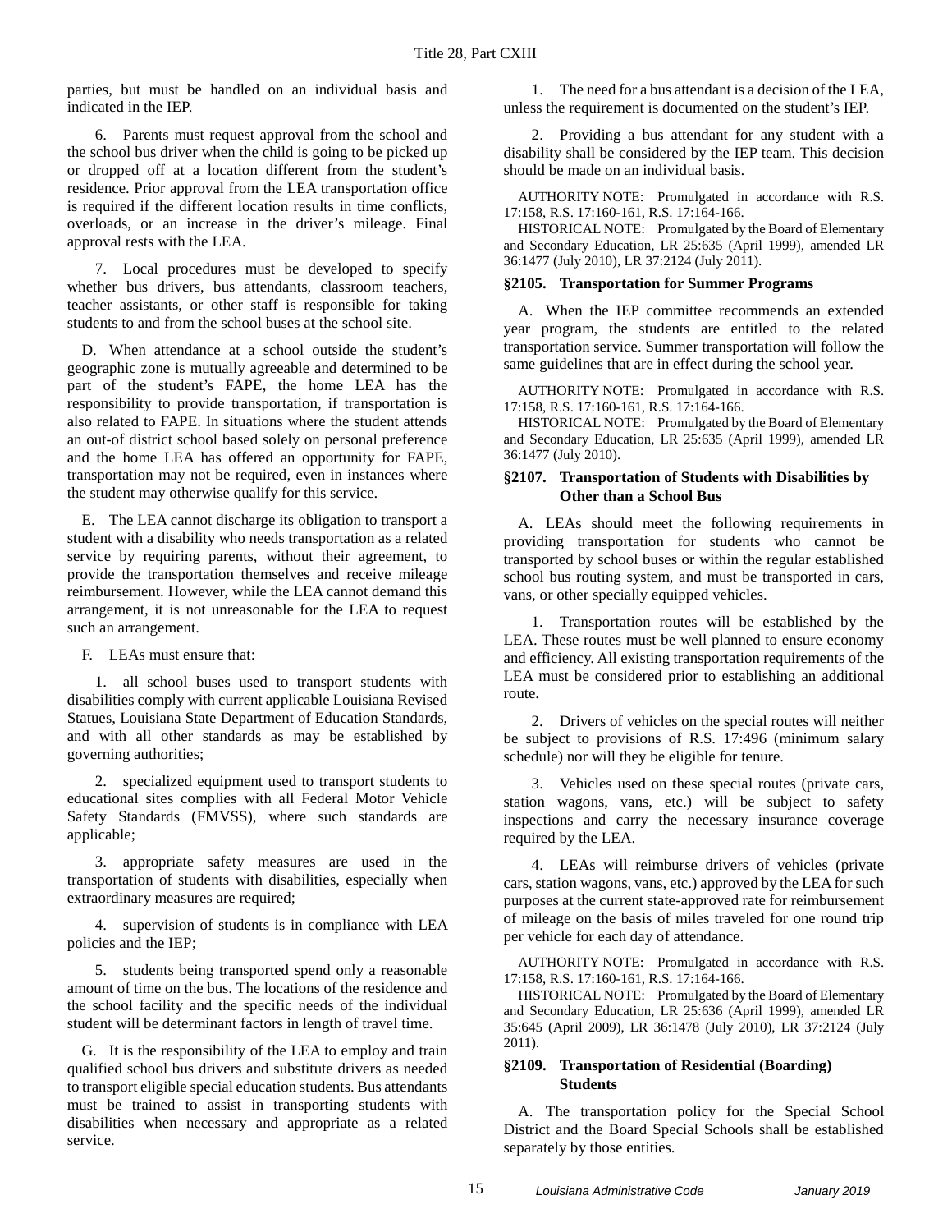parties, but must be handled on an individual basis and indicated in the IEP.

6. Parents must request approval from the school and the school bus driver when the child is going to be picked up or dropped off at a location different from the student's residence. Prior approval from the LEA transportation office is required if the different location results in time conflicts, overloads, or an increase in the driver's mileage. Final approval rests with the LEA.

7. Local procedures must be developed to specify whether bus drivers, bus attendants, classroom teachers, teacher assistants, or other staff is responsible for taking students to and from the school buses at the school site.

D. When attendance at a school outside the student's geographic zone is mutually agreeable and determined to be part of the student's FAPE, the home LEA has the responsibility to provide transportation, if transportation is also related to FAPE. In situations where the student attends an out-of district school based solely on personal preference and the home LEA has offered an opportunity for FAPE, transportation may not be required, even in instances where the student may otherwise qualify for this service.

E. The LEA cannot discharge its obligation to transport a student with a disability who needs transportation as a related service by requiring parents, without their agreement, to provide the transportation themselves and receive mileage reimbursement. However, while the LEA cannot demand this arrangement, it is not unreasonable for the LEA to request such an arrangement.

F. LEAs must ensure that:

1. all school buses used to transport students with disabilities comply with current applicable Louisiana Revised Statues, Louisiana State Department of Education Standards, and with all other standards as may be established by governing authorities;

2. specialized equipment used to transport students to educational sites complies with all Federal Motor Vehicle Safety Standards (FMVSS), where such standards are applicable;

3. appropriate safety measures are used in the transportation of students with disabilities, especially when extraordinary measures are required;

4. supervision of students is in compliance with LEA policies and the IEP;

5. students being transported spend only a reasonable amount of time on the bus. The locations of the residence and the school facility and the specific needs of the individual student will be determinant factors in length of travel time.

G. It is the responsibility of the LEA to employ and train qualified school bus drivers and substitute drivers as needed to transport eligible special education students. Bus attendants must be trained to assist in transporting students with disabilities when necessary and appropriate as a related service.

1. The need for a bus attendant is a decision of the LEA, unless the requirement is documented on the student's IEP.

2. Providing a bus attendant for any student with a disability shall be considered by the IEP team. This decision should be made on an individual basis.

AUTHORITY NOTE: Promulgated in accordance with R.S. 17:158, R.S. 17:160-161, R.S. 17:164-166.

HISTORICAL NOTE: Promulgated by the Board of Elementary and Secondary Education, LR 25:635 (April 1999), amended LR 36:1477 (July 2010), LR 37:2124 (July 2011).

### §2105. Transportation for Summer Programs

A. When the IEP committee recommends an extended year program, the students are entitled to the related transportation service. Summer transportation will follow the same guidelines that are in effect during the school year.

AUTHORITY NOTE: Promulgated in accordance with R.S. 17:158, R.S. 17:160-161, R.S. 17:164-166.

HISTORICAL NOTE: Promulgated by the Board of Elementary and Secondary Education, LR 25:635 (April 1999), amended LR 36:1477 (July 2010).

### §2107. Transportation of Students with Disabilities by Other than a School Bus

A. LEAs should meet the following requirements in providing transportation for students who cannot be transported by school buses or within the regular established school bus routing system, and must be transported in cars, vans, or other specially equipped vehicles.

1. Transportation routes will be established by the LEA. These routes must be well planned to ensure economy and efficiency. All existing transportation requirements of the LEA must be considered prior to establishing an additional route.

2. Drivers of vehicles on the special routes will neither be subject to provisions of R.S. 17:496 (minimum salary schedule) nor will they be eligible for tenure.

3. Vehicles used on these special routes (private cars, station wagons, vans, etc.) will be subject to safety inspections and carry the necessary insurance coverage required by the LEA.

4. LEAs will reimburse drivers of vehicles (private cars, station wagons, vans, etc.) approved by the LEA for such purposes at the current state-approved rate for reimbursement of mileage on the basis of miles traveled for one round trip per vehicle for each day of attendance.

AUTHORITY NOTE: Promulgated in accordance with R.S. 17:158, R.S. 17:160-161, R.S. 17:164-166.

HISTORICAL NOTE: Promulgated by the Board of Elementary and Secondary Education, LR 25:636 (April 1999), amended LR 35:645 (April 2009), LR 36:1478 (July 2010), LR 37:2124 (July 2011).

### §2109. Transportation of Residential (Boarding) Students

A. The transportation policy for the Special School District and the Board Special Schools shall be established separately by those entities.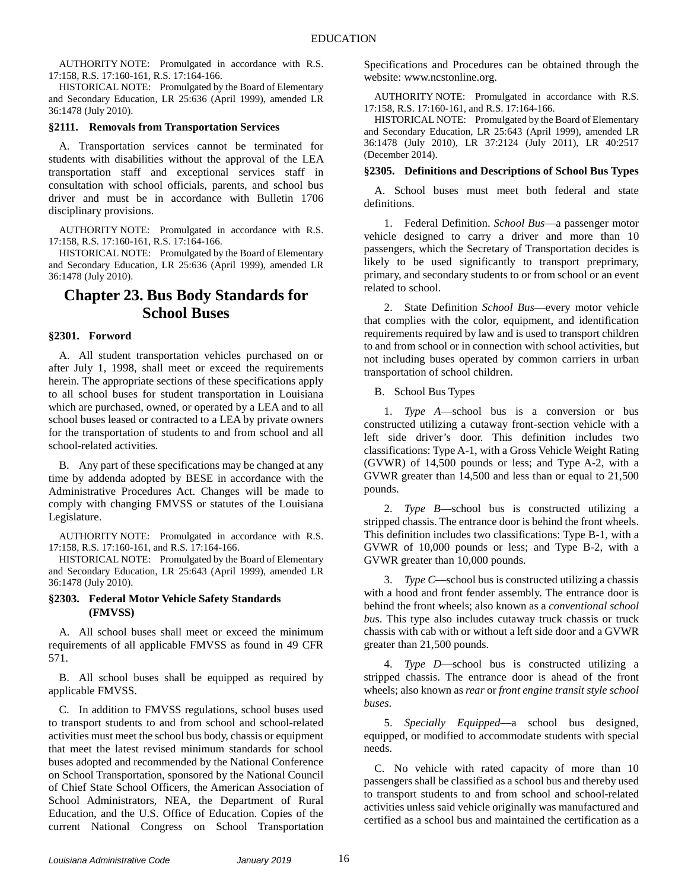AUTHORITY NOTE: Promulgated in accordance with R.S. 17:158, R.S. 17:160-161, R.S. 17:164-166.

HISTORICAL NOTE: Promulgated by the Board of Elementary and Secondary Education, LR 25:636 (April 1999), amended LR 36:1478 (July 2010).

### §2111. Removals from Transportation Services

A. Transportation services cannot be terminated for students with disabilities without the approval of the LEA transportation staff and exceptional services staff in consultation with school officials, parents, and school bus driver and must be in accordance with Bulletin 1706 disciplinary provisions.

AUTHORITY NOTE: Promulgated in accordance with R.S. 17:158, R.S. 17:160-161, R.S. 17:164-166.

HISTORICAL NOTE: Promulgated by the Board of Elementary and Secondary Education, LR 25:636 (April 1999), amended LR 36:1478 (July 2010).

## Chapter 23. Bus Body Standards for School Buses

### §2301. Forword

A. All student transportation vehicles purchased on or after July 1, 1998, shall meet or exceed the requirements herein. The appropriate sections of these specifications apply to all school buses for student transportation in Louisiana which are purchased, owned, or operated by a LEA and to all school buses leased or contracted to a LEA by private owners for the transportation of students to and from school and all school-related activities.

B. Any part of these specifications may be changed at any time by addenda adopted by BESE in accordance with the Administrative Procedures Act. Changes will be made to comply with changing FMVSS or statutes of the Louisiana Legislature.

AUTHORITY NOTE: Promulgated in accordance with R.S. 17:158, R.S. 17:160-161, and R.S. 17:164-166.

HISTORICAL NOTE: Promulgated by the Board of Elementary and Secondary Education, LR 25:643 (April 1999), amended LR 36:1478 (July 2010).

### §2303. Federal Motor Vehicle Safety Standards (FMVSS)

A. All school buses shall meet or exceed the minimum requirements of all applicable FMVSS as found in 49 CFR 571.

B. All school buses shall be equipped as required by applicable FMVSS.

C. In addition to FMVSS regulations, school buses used to transport students to and from school and school-related activities must meet the school bus body, chassis or equipment that meet the latest revised minimum standards for school buses adopted and recommended by the National Conference on School Transportation, sponsored by the National Council of Chief State School Officers, the American Association of School Administrators, NEA, the Department of Rural Education, and the U.S. Office of Education. Copies of the current National Congress on School Transportation Specifications and Procedures can be obtained through the website: www.ncstonline.org.

AUTHORITY NOTE: Promulgated in accordance with R.S. 17:158, R.S. 17:160-161, and R.S. 17:164-166.

HISTORICAL NOTE: Promulgated by the Board of Elementary and Secondary Education, LR 25:643 (April 1999), amended LR 36:1478 (July 2010), LR 37:2124 (July 2011), LR 40:2517 (December 2014).

### §2305. Definitions and Descriptions of School Bus Types

A. School buses must meet both federal and state definitions.

1. Federal Definition. *School Bus*—a passenger motor vehicle designed to carry a driver and more than 10 passengers, which the Secretary of Transportation decides is likely to be used significantly to transport preprimary, primary, and secondary students to or from school or an event related to school.

2. State Definition *School Bus*—every motor vehicle that complies with the color, equipment, and identification requirements required by law and is used to transport children to and from school or in connection with school activities, but not including buses operated by common carriers in urban transportation of school children.

B. School Bus Types

1. *Type A*—school bus is a conversion or bus constructed utilizing a cutaway front-section vehicle with a left side driver's door. This definition includes two classifications: Type A-1, with a Gross Vehicle Weight Rating (GVWR) of 14,500 pounds or less; and Type A-2, with a GVWR greater than 14,500 and less than or equal to 21,500 pounds.

2. *Type B*—school bus is constructed utilizing a stripped chassis. The entrance door is behind the front wheels. This definition includes two classifications: Type B-1, with a GVWR of 10,000 pounds or less; and Type B-2, with a GVWR greater than 10,000 pounds.

3. *Type C*—school bus is constructed utilizing a chassis with a hood and front fender assembly. The entrance door is behind the front wheels; also known as a *conventional school bus*. This type also includes cutaway truck chassis or truck chassis with cab with or without a left side door and a GVWR greater than 21,500 pounds.

4. *Type D*—school bus is constructed utilizing a stripped chassis. The entrance door is ahead of the front wheels; also known as *rear* or *front engine transit style school buses*.

5. *Specially Equipped*—a school bus designed, equipped, or modified to accommodate students with special needs.

C. No vehicle with rated capacity of more than 10 passengers shall be classified as a school bus and thereby used to transport students to and from school and school-related activities unless said vehicle originally was manufactured and certified as a school bus and maintained the certification as a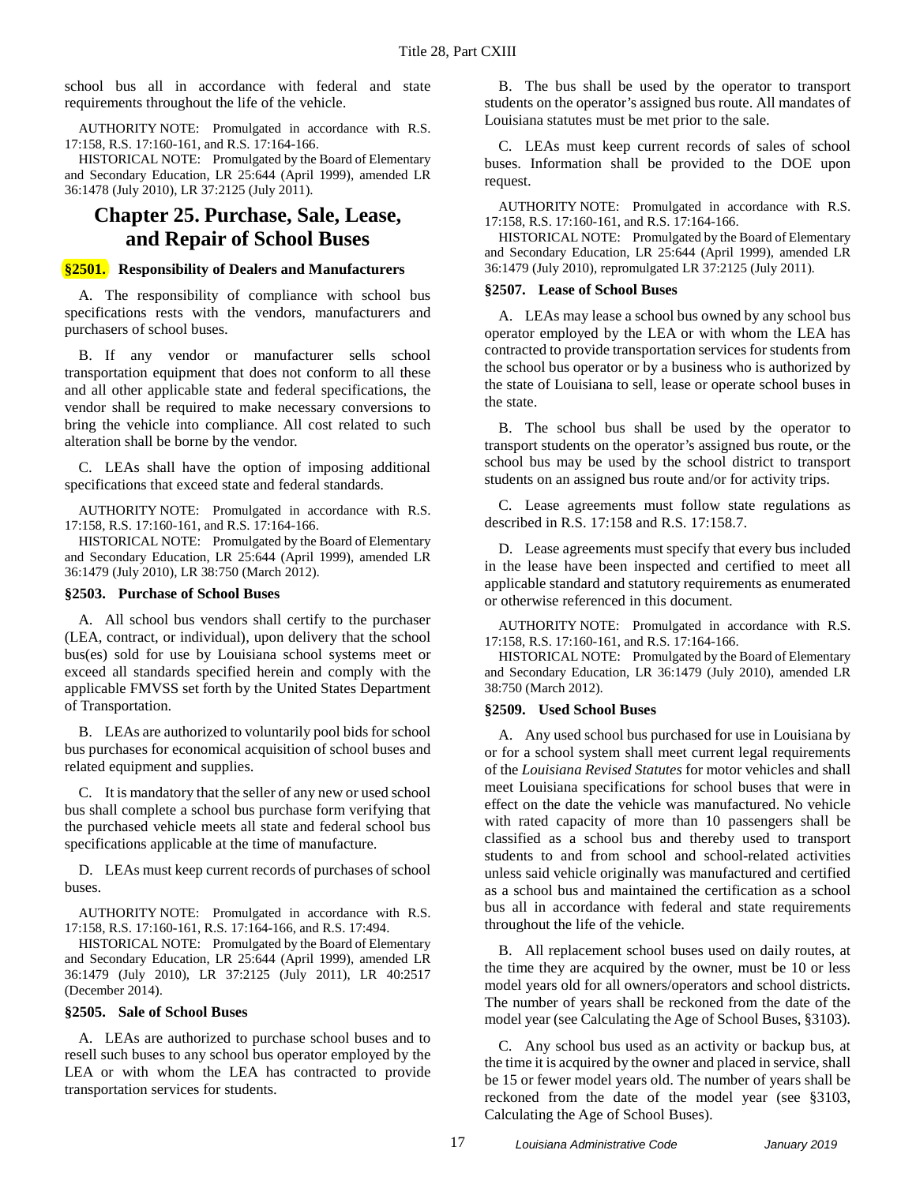school bus all in accordance with federal and state requirements throughout the life of the vehicle.

AUTHORITY NOTE: Promulgated in accordance with R.S. 17:158, R.S. 17:160-161, and R.S. 17:164-166.

HISTORICAL NOTE: Promulgated by the Board of Elementary and Secondary Education, LR 25:644 (April 1999), amended LR 36:1478 (July 2010), LR 37:2125 (July 2011).

## Chapter 25. Purchase, Sale, Lease, and Repair of School Buses

### §2501. Responsibility of Dealers and Manufacturers

A. The responsibility of compliance with school bus specifications rests with the vendors, manufacturers and purchasers of school buses.

B. If any vendor or manufacturer sells school transportation equipment that does not conform to all these and all other applicable state and federal specifications, the vendor shall be required to make necessary conversions to bring the vehicle into compliance. All cost related to such alteration shall be borne by the vendor.

C. LEAs shall have the option of imposing additional specifications that exceed state and federal standards.

AUTHORITY NOTE: Promulgated in accordance with R.S. 17:158, R.S. 17:160-161, and R.S. 17:164-166.

HISTORICAL NOTE: Promulgated by the Board of Elementary and Secondary Education, LR 25:644 (April 1999), amended LR 36:1479 (July 2010), LR 38:750 (March 2012).

### §2503. Purchase of School Buses

A. All school bus vendors shall certify to the purchaser (LEA, contract, or individual), upon delivery that the school bus(es) sold for use by Louisiana school systems meet or exceed all standards specified herein and comply with the applicable FMVSS set forth by the United States Department of Transportation.

B. LEAs are authorized to voluntarily pool bids for school bus purchases for economical acquisition of school buses and related equipment and supplies.

C. It is mandatory that the seller of any new or used school bus shall complete a school bus purchase form verifying that the purchased vehicle meets all state and federal school bus specifications applicable at the time of manufacture.

D. LEAs must keep current records of purchases of school buses.

AUTHORITY NOTE: Promulgated in accordance with R.S. 17:158, R.S. 17:160-161, R.S. 17:164-166, and R.S. 17:494.

HISTORICAL NOTE: Promulgated by the Board of Elementary and Secondary Education, LR 25:644 (April 1999), amended LR 36:1479 (July 2010), LR 37:2125 (July 2011), LR 40:2517 (December 2014).

### §2505. Sale of School Buses

A. LEAs are authorized to purchase school buses and to resell such buses to any school bus operator employed by the LEA or with whom the LEA has contracted to provide transportation services for students.

B. The bus shall be used by the operator to transport students on the operator's assigned bus route. All mandates of Louisiana statutes must be met prior to the sale.

C. LEAs must keep current records of sales of school buses. Information shall be provided to the DOE upon request.

AUTHORITY NOTE: Promulgated in accordance with R.S. 17:158, R.S. 17:160-161, and R.S. 17:164-166.

HISTORICAL NOTE: Promulgated by the Board of Elementary and Secondary Education, LR 25:644 (April 1999), amended LR 36:1479 (July 2010), repromulgated LR 37:2125 (July 2011).

### §2507. Lease of School Buses

A. LEAs may lease a school bus owned by any school bus operator employed by the LEA or with whom the LEA has contracted to provide transportation services for students from the school bus operator or by a business who is authorized by the state of Louisiana to sell, lease or operate school buses in the state.

B. The school bus shall be used by the operator to transport students on the operator's assigned bus route, or the school bus may be used by the school district to transport students on an assigned bus route and/or for activity trips.

C. Lease agreements must follow state regulations as described in R.S. 17:158 and R.S. 17:158.7.

D. Lease agreements must specify that every bus included in the lease have been inspected and certified to meet all applicable standard and statutory requirements as enumerated or otherwise referenced in this document.

AUTHORITY NOTE: Promulgated in accordance with R.S. 17:158, R.S. 17:160-161, and R.S. 17:164-166.

HISTORICAL NOTE: Promulgated by the Board of Elementary and Secondary Education, LR 36:1479 (July 2010), amended LR 38:750 (March 2012).

### §2509. Used School Buses

A. Any used school bus purchased for use in Louisiana by or for a school system shall meet current legal requirements of the *Louisiana Revised Statutes* for motor vehicles and shall meet Louisiana specifications for school buses that were in effect on the date the vehicle was manufactured. No vehicle with rated capacity of more than 10 passengers shall be classified as a school bus and thereby used to transport students to and from school and school-related activities unless said vehicle originally was manufactured and certified as a school bus and maintained the certification as a school bus all in accordance with federal and state requirements throughout the life of the vehicle.

B. All replacement school buses used on daily routes, at the time they are acquired by the owner, must be 10 or less model years old for all owners/operators and school districts. The number of years shall be reckoned from the date of the model year (see Calculating the Age of School Buses, §3103).

C. Any school bus used as an activity or backup bus, at the time it is acquired by the owner and placed in service, shall be 15 or fewer model years old. The number of years shall be reckoned from the date of the model year (see §3103, Calculating the Age of School Buses).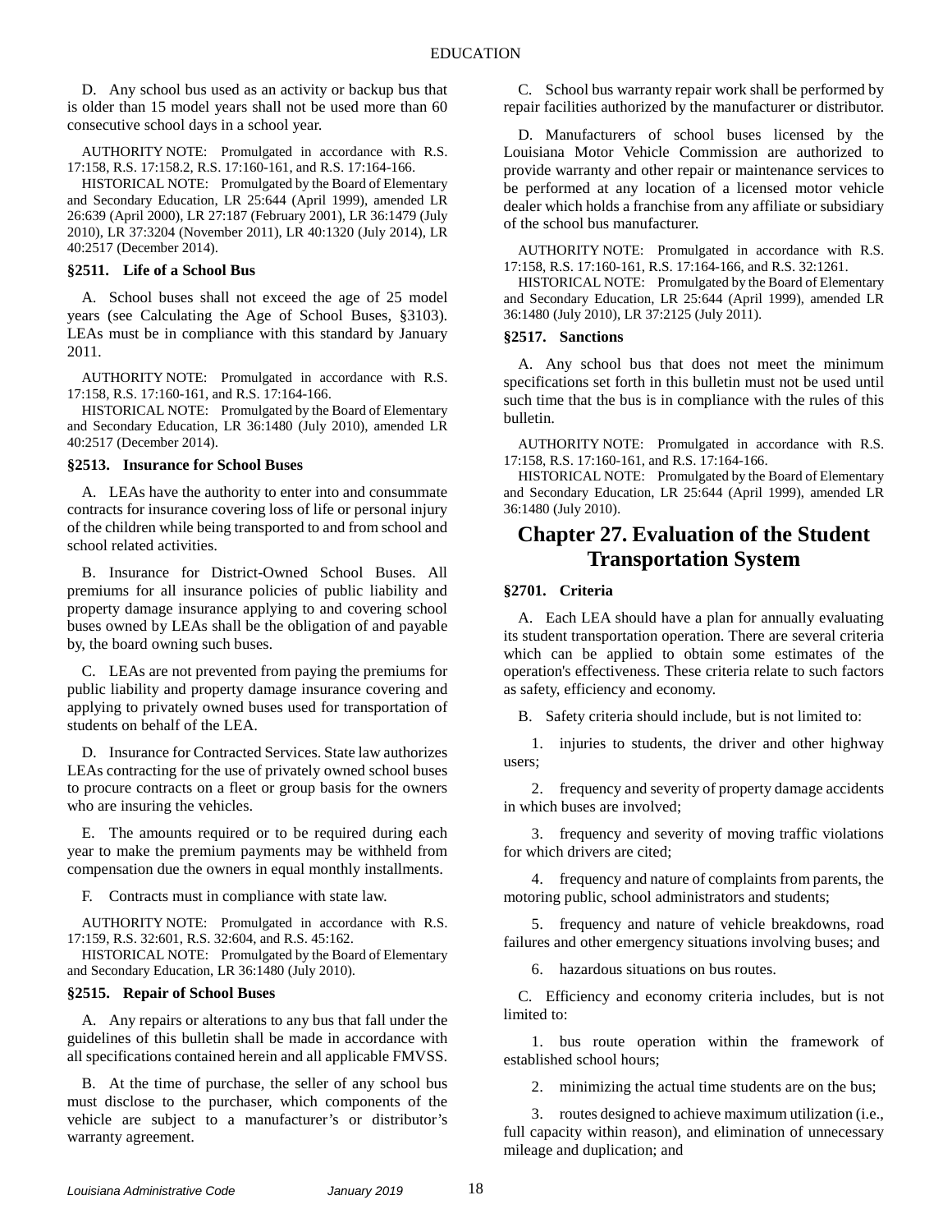D. Any school bus used as an activity or backup bus that is older than 15 model years shall not be used more than 60 consecutive school days in a school year.

AUTHORITY NOTE: Promulgated in accordance with R.S. 17:158, R.S. 17:158.2, R.S. 17:160-161, and R.S. 17:164-166.

HISTORICAL NOTE: Promulgated by the Board of Elementary and Secondary Education, LR 25:644 (April 1999), amended LR 26:639 (April 2000), LR 27:187 (February 2001), LR 36:1479 (July 2010), LR 37:3204 (November 2011), LR 40:1320 (July 2014), LR 40:2517 (December 2014).

### §2511. Life of a School Bus

A. School buses shall not exceed the age of 25 model years (see Calculating the Age of School Buses, §3103). LEAs must be in compliance with this standard by January 2011.

AUTHORITY NOTE: Promulgated in accordance with R.S. 17:158, R.S. 17:160-161, and R.S. 17:164-166.

HISTORICAL NOTE: Promulgated by the Board of Elementary and Secondary Education, LR 36:1480 (July 2010), amended LR 40:2517 (December 2014).

### §2513. Insurance for School Buses

A. LEAs have the authority to enter into and consummate contracts for insurance covering loss of life or personal injury of the children while being transported to and from school and school related activities.

B. Insurance for District-Owned School Buses. All premiums for all insurance policies of public liability and property damage insurance applying to and covering school buses owned by LEAs shall be the obligation of and payable by, the board owning such buses.

C. LEAs are not prevented from paying the premiums for public liability and property damage insurance covering and applying to privately owned buses used for transportation of students on behalf of the LEA.

D. Insurance for Contracted Services. State law authorizes LEAs contracting for the use of privately owned school buses to procure contracts on a fleet or group basis for the owners who are insuring the vehicles.

E. The amounts required or to be required during each year to make the premium payments may be withheld from compensation due the owners in equal monthly installments.

F. Contracts must in compliance with state law.

AUTHORITY NOTE: Promulgated in accordance with R.S. 17:159, R.S. 32:601, R.S. 32:604, and R.S. 45:162.

HISTORICAL NOTE: Promulgated by the Board of Elementary and Secondary Education, LR 36:1480 (July 2010).

### §2515. Repair of School Buses

A. Any repairs or alterations to any bus that fall under the guidelines of this bulletin shall be made in accordance with all specifications contained herein and all applicable FMVSS.

B. At the time of purchase, the seller of any school bus must disclose to the purchaser, which components of the vehicle are subject to a manufacturer's or distributor's warranty agreement.

C. School bus warranty repair work shall be performed by repair facilities authorized by the manufacturer or distributor.

D. Manufacturers of school buses licensed by the Louisiana Motor Vehicle Commission are authorized to provide warranty and other repair or maintenance services to be performed at any location of a licensed motor vehicle dealer which holds a franchise from any affiliate or subsidiary of the school bus manufacturer.

AUTHORITY NOTE: Promulgated in accordance with R.S. 17:158, R.S. 17:160-161, R.S. 17:164-166, and R.S. 32:1261.

HISTORICAL NOTE: Promulgated by the Board of Elementary and Secondary Education, LR 25:644 (April 1999), amended LR 36:1480 (July 2010), LR 37:2125 (July 2011).

### §2517. Sanctions

A. Any school bus that does not meet the minimum specifications set forth in this bulletin must not be used until such time that the bus is in compliance with the rules of this bulletin.

AUTHORITY NOTE: Promulgated in accordance with R.S. 17:158, R.S. 17:160-161, and R.S. 17:164-166.

HISTORICAL NOTE: Promulgated by the Board of Elementary and Secondary Education, LR 25:644 (April 1999), amended LR 36:1480 (July 2010).

## Chapter 27. Evaluation of the Student Transportation System

### §2701. Criteria

A. Each LEA should have a plan for annually evaluating its student transportation operation. There are several criteria which can be applied to obtain some estimates of the operation's effectiveness. These criteria relate to such factors as safety, efficiency and economy.

B. Safety criteria should include, but is not limited to:

1. injuries to students, the driver and other highway users;

2. frequency and severity of property damage accidents in which buses are involved;

3. frequency and severity of moving traffic violations for which drivers are cited;

4. frequency and nature of complaints from parents, the motoring public, school administrators and students;

5. frequency and nature of vehicle breakdowns, road failures and other emergency situations involving buses; and

6. hazardous situations on bus routes.

C. Efficiency and economy criteria includes, but is not limited to:

1. bus route operation within the framework of established school hours;

2. minimizing the actual time students are on the bus;

3. routes designed to achieve maximum utilization (i.e., full capacity within reason), and elimination of unnecessary mileage and duplication; and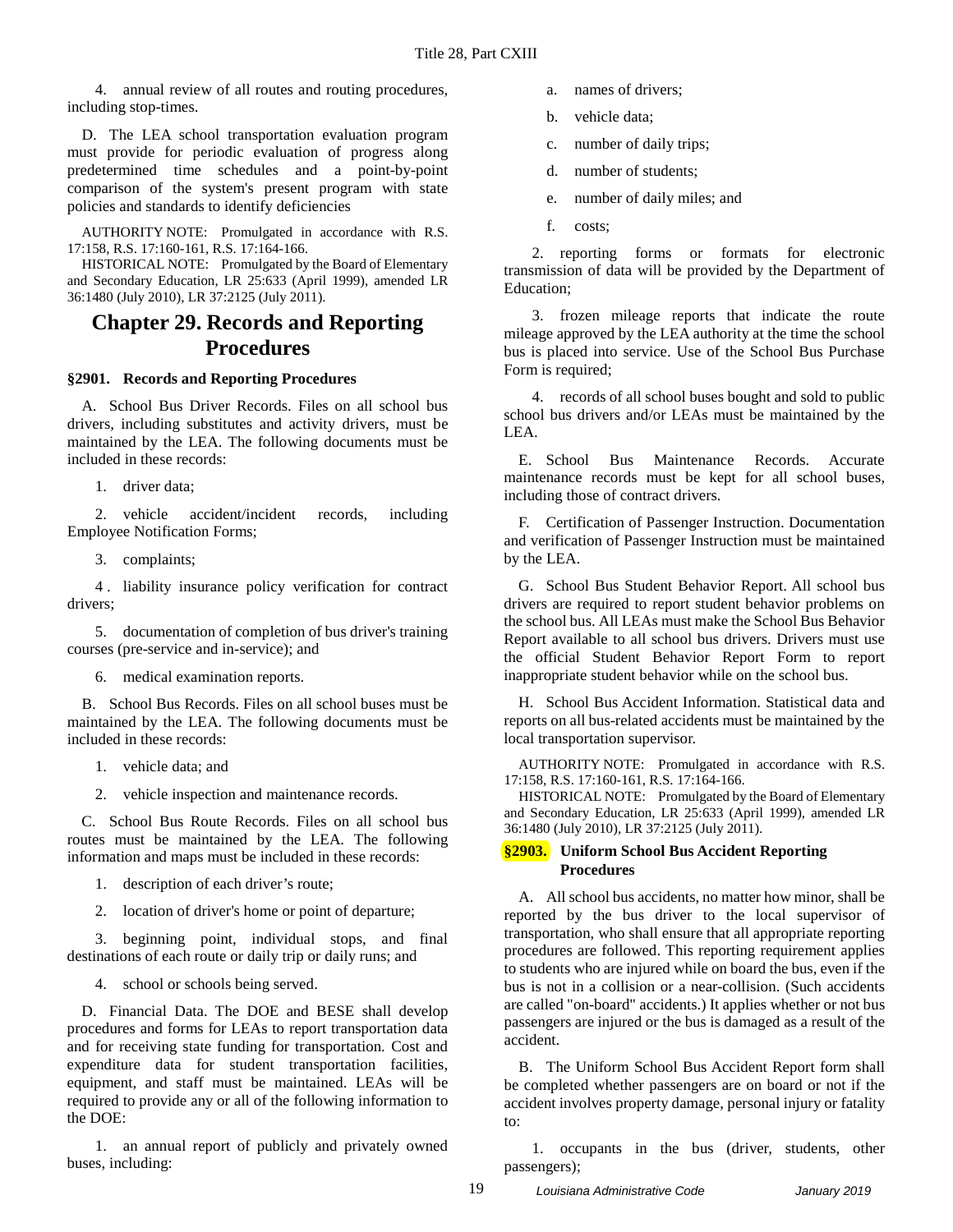4. annual review of all routes and routing procedures, including stop-times.

D. The LEA school transportation evaluation program must provide for periodic evaluation of progress along predetermined time schedules and a point-by-point comparison of the system's present program with state policies and standards to identify deficiencies

AUTHORITY NOTE: Promulgated in accordance with R.S. 17:158, R.S. 17:160-161, R.S. 17:164-166.

HISTORICAL NOTE: Promulgated by the Board of Elementary and Secondary Education, LR 25:633 (April 1999), amended LR 36:1480 (July 2010), LR 37:2125 (July 2011).

# Chapter 29. Records and Reporting Procedures

### §2901. Records and Reporting Procedures

A. School Bus Driver Records. Files on all school bus drivers, including substitutes and activity drivers, must be maintained by the LEA. The following documents must be included in these records:

1. driver data;

2. vehicle accident/incident records, including Employee Notification Forms;

3. complaints;

4. liability insurance policy verification for contract drivers;

5. documentation of completion of bus driver's training courses (pre-service and in-service); and

6. medical examination reports.

B. School Bus Records. Files on all school buses must be maintained by the LEA. The following documents must be included in these records:

1. vehicle data; and

2. vehicle inspection and maintenance records.

C. School Bus Route Records. Files on all school bus routes must be maintained by the LEA. The following information and maps must be included in these records:

1. description of each driver's route;

2. location of driver's home or point of departure;

3. beginning point, individual stops, and final destinations of each route or daily trip or daily runs; and

4. school or schools being served.

D. Financial Data. The DOE and BESE shall develop procedures and forms for LEAs to report transportation data and for receiving state funding for transportation. Cost and expenditure data for student transportation facilities, equipment, and staff must be maintained. LEAs will be required to provide any or all of the following information to the DOE:

1. an annual report of publicly and privately owned buses, including:

a. names of drivers;

b. vehicle data;

c. number of daily trips;

d. number of students;

e. number of daily miles; and

f. costs;

2. reporting forms or formats for electronic transmission of data will be provided by the Department of Education;

3. frozen mileage reports that indicate the route mileage approved by the LEA authority at the time the school bus is placed into service. Use of the School Bus Purchase Form is required;

4. records of all school buses bought and sold to public school bus drivers and/or LEAs must be maintained by the LEA.

E. School Bus Maintenance Records. Accurate maintenance records must be kept for all school buses, including those of contract drivers.

F. Certification of Passenger Instruction. Documentation and verification of Passenger Instruction must be maintained by the LEA.

G. School Bus Student Behavior Report. All school bus drivers are required to report student behavior problems on the school bus. All LEAs must make the School Bus Behavior Report available to all school bus drivers. Drivers must use the official Student Behavior Report Form to report inappropriate student behavior while on the school bus.

H. School Bus Accident Information. Statistical data and reports on all bus-related accidents must be maintained by the local transportation supervisor.

AUTHORITY NOTE: Promulgated in accordance with R.S. 17:158, R.S. 17:160-161, R.S. 17:164-166.

HISTORICAL NOTE: Promulgated by the Board of Elementary and Secondary Education, LR 25:633 (April 1999), amended LR 36:1480 (July 2010), LR 37:2125 (July 2011).

### §2903. Uniform School Bus Accident Reporting Procedures

A. All school bus accidents, no matter how minor, shall be reported by the bus driver to the local supervisor of transportation, who shall ensure that all appropriate reporting procedures are followed. This reporting requirement applies to students who are injured while on board the bus, even if the bus is not in a collision or a near-collision. (Such accidents are called "on-board" accidents.) It applies whether or not bus passengers are injured or the bus is damaged as a result of the accident.

B. The Uniform School Bus Accident Report form shall be completed whether passengers are on board or not if the accident involves property damage, personal injury or fatality to:

1. occupants in the bus (driver, students, other passengers);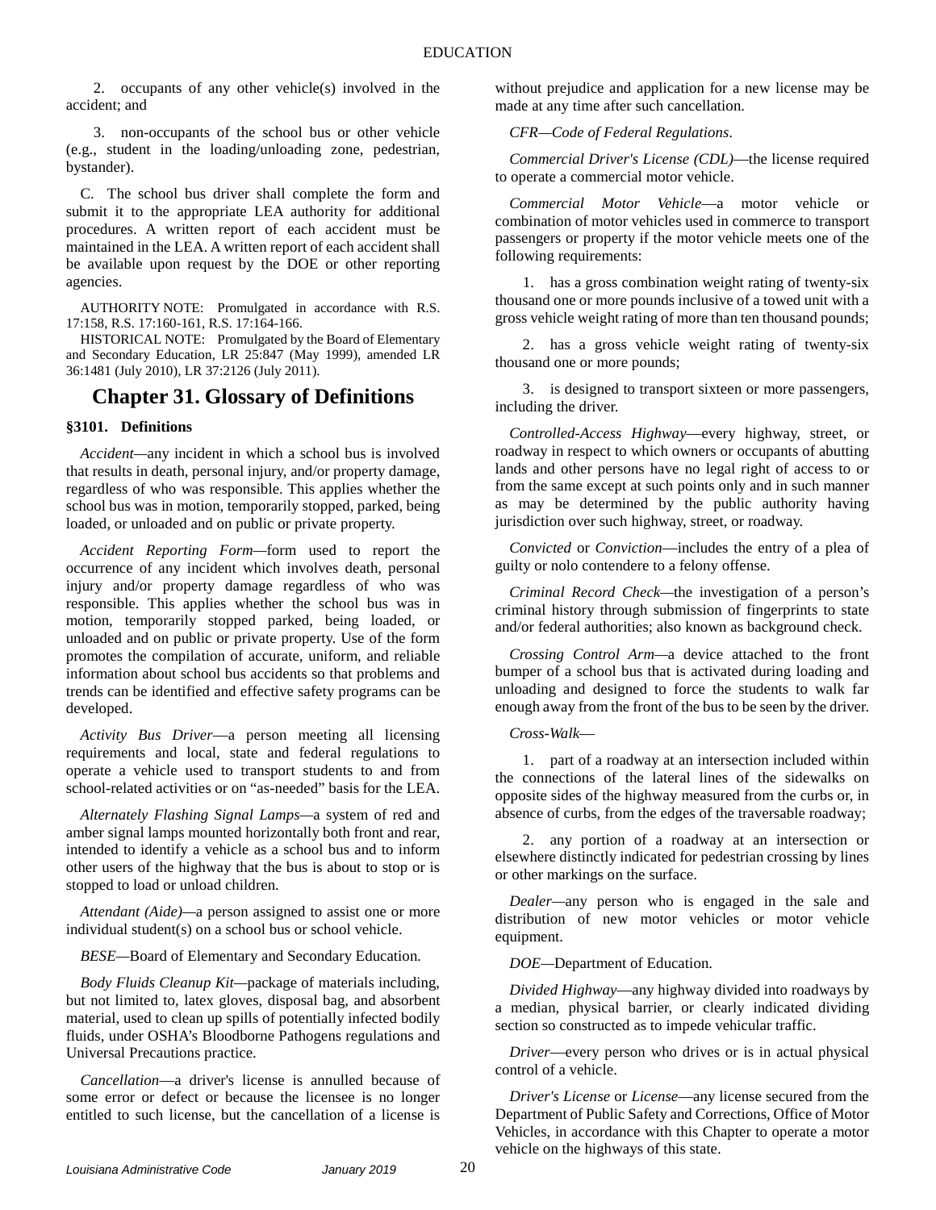2. occupants of any other vehicle(s) involved in the accident; and

3. non-occupants of the school bus or other vehicle (e.g., student in the loading/unloading zone, pedestrian, bystander).

C. The school bus driver shall complete the form and submit it to the appropriate LEA authority for additional procedures. A written report of each accident must be maintained in the LEA. A written report of each accident shall be available upon request by the DOE or other reporting agencies.

AUTHORITY NOTE: Promulgated in accordance with R.S. 17:158, R.S. 17:160-161, R.S. 17:164-166.

HISTORICAL NOTE: Promulgated by the Board of Elementary and Secondary Education, LR 25:847 (May 1999), amended LR 36:1481 (July 2010), LR 37:2126 (July 2011).

## Chapter 31. Glossary of Definitions

### §3101. Definitions

*Accident*—any incident in which a school bus is involved that results in death, personal injury, and/or property damage, regardless of who was responsible. This applies whether the school bus was in motion, temporarily stopped, parked, being loaded, or unloaded and on public or private property.

*Accident Reporting Form*—form used to report the occurrence of any incident which involves death, personal injury and/or property damage regardless of who was responsible. This applies whether the school bus was in motion, temporarily stopped parked, being loaded, or unloaded and on public or private property. Use of the form promotes the compilation of accurate, uniform, and reliable information about school bus accidents so that problems and trends can be identified and effective safety programs can be developed.

*Activity Bus Driver*—a person meeting all licensing requirements and local, state and federal regulations to operate a vehicle used to transport students to and from school-related activities or on "as-needed" basis for the LEA.

*Alternately Flashing Signal Lamps*—a system of red and amber signal lamps mounted horizontally both front and rear, intended to identify a vehicle as a school bus and to inform other users of the highway that the bus is about to stop or is stopped to load or unload children.

*Attendant (Aide)*—a person assigned to assist one or more individual student(s) on a school bus or school vehicle.

*BESE*—Board of Elementary and Secondary Education.

*Body Fluids Cleanup Kit*—package of materials including, but not limited to, latex gloves, disposal bag, and absorbent material, used to clean up spills of potentially infected bodily fluids, under OSHA's Bloodborne Pathogens regulations and Universal Precautions practice.

*Cancellation*—a driver's license is annulled because of some error or defect or because the licensee is no longer entitled to such license, but the cancellation of a license is without prejudice and application for a new license may be made at any time after such cancellation.

*CFR—Code of Federal Regulations*.

*Commercial Driver's License (CDL)*—the license required to operate a commercial motor vehicle.

*Commercial Motor Vehicle*—a motor vehicle or combination of motor vehicles used in commerce to transport passengers or property if the motor vehicle meets one of the following requirements:

1. has a gross combination weight rating of twenty-six thousand one or more pounds inclusive of a towed unit with a gross vehicle weight rating of more than ten thousand pounds;

2. has a gross vehicle weight rating of twenty-six thousand one or more pounds;

3. is designed to transport sixteen or more passengers, including the driver.

*Controlled-Access Highway*—every highway, street, or roadway in respect to which owners or occupants of abutting lands and other persons have no legal right of access to or from the same except at such points only and in such manner as may be determined by the public authority having jurisdiction over such highway, street, or roadway.

*Convicted* or *Conviction*—includes the entry of a plea of guilty or nolo contendere to a felony offense.

*Criminal Record Check*—the investigation of a person's criminal history through submission of fingerprints to state and/or federal authorities; also known as background check.

*Crossing Control Arm*—a device attached to the front bumper of a school bus that is activated during loading and unloading and designed to force the students to walk far enough away from the front of the bus to be seen by the driver.

*Cross-Walk*—

1. part of a roadway at an intersection included within the connections of the lateral lines of the sidewalks on opposite sides of the highway measured from the curbs or, in absence of curbs, from the edges of the traversable roadway;

2. any portion of a roadway at an intersection or elsewhere distinctly indicated for pedestrian crossing by lines or other markings on the surface.

*Dealer*—any person who is engaged in the sale and distribution of new motor vehicles or motor vehicle equipment.

*DOE*—Department of Education.

*Divided Highway*—any highway divided into roadways by a median, physical barrier, or clearly indicated dividing section so constructed as to impede vehicular traffic.

*Driver*—every person who drives or is in actual physical control of a vehicle.

*Driver's License* or *License*—any license secured from the Department of Public Safety and Corrections, Office of Motor Vehicles, in accordance with this Chapter to operate a motor vehicle on the highways of this state.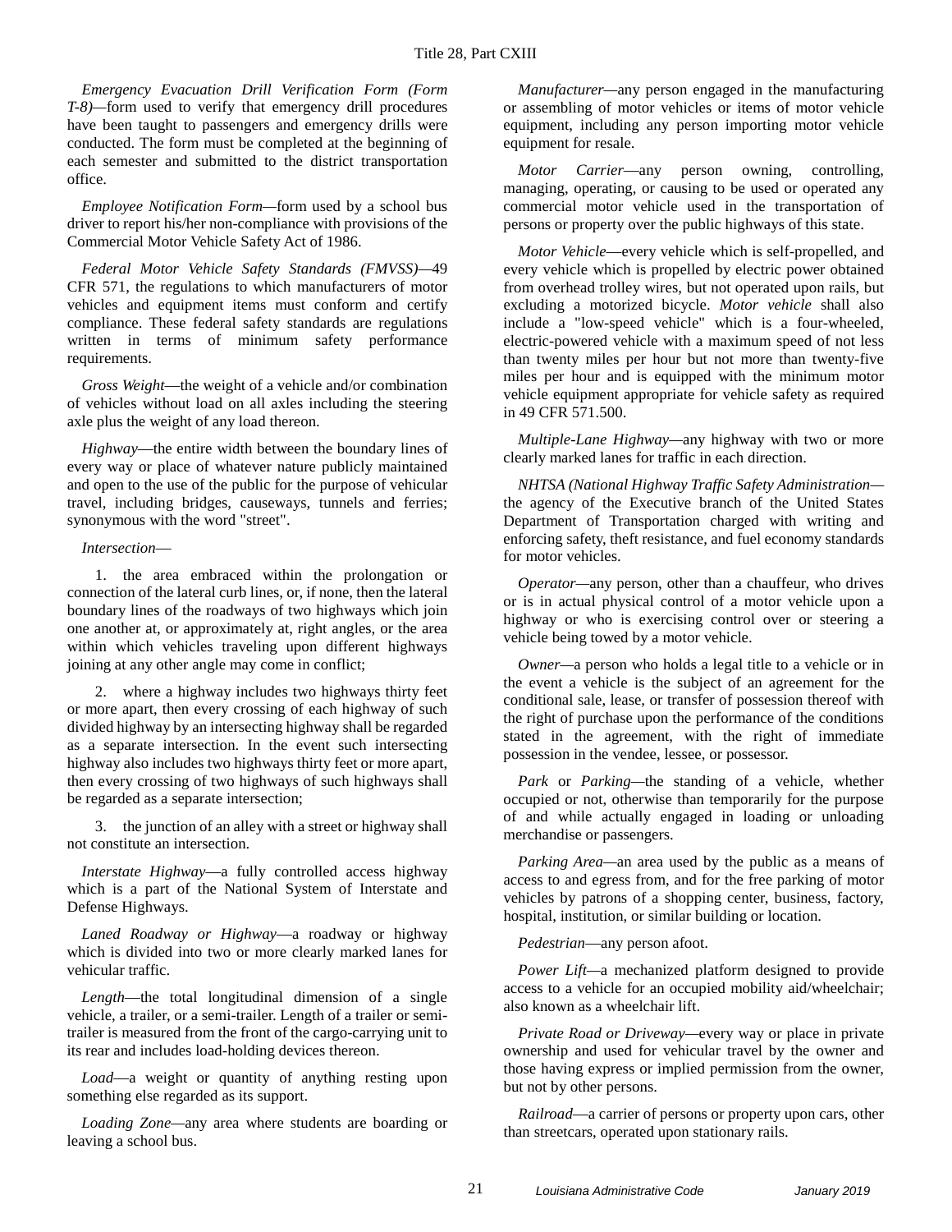*Emergency Evacuation Drill Verification Form (Form T-8)*—form used to verify that emergency drill procedures have been taught to passengers and emergency drills were conducted. The form must be completed at the beginning of each semester and submitted to the district transportation office.

*Employee Notification Form*—form used by a school bus driver to report his/her non-compliance with provisions of the Commercial Motor Vehicle Safety Act of 1986.

*Federal Motor Vehicle Safety Standards (FMVSS)*—49 CFR 571, the regulations to which manufacturers of motor vehicles and equipment items must conform and certify compliance. These federal safety standards are regulations written in terms of minimum safety performance requirements.

*Gross Weight*—the weight of a vehicle and/or combination of vehicles without load on all axles including the steering axle plus the weight of any load thereon.

*Highway*—the entire width between the boundary lines of every way or place of whatever nature publicly maintained and open to the use of the public for the purpose of vehicular travel, including bridges, causeways, tunnels and ferries; synonymous with the word "street".

*Intersection*—

1. the area embraced within the prolongation or connection of the lateral curb lines, or, if none, then the lateral boundary lines of the roadways of two highways which join one another at, or approximately at, right angles, or the area within which vehicles traveling upon different highways joining at any other angle may come in conflict;

2. where a highway includes two highways thirty feet or more apart, then every crossing of each highway of such divided highway by an intersecting highway shall be regarded as a separate intersection. In the event such intersecting highway also includes two highways thirty feet or more apart, then every crossing of two highways of such highways shall be regarded as a separate intersection;

3. the junction of an alley with a street or highway shall not constitute an intersection.

*Interstate Highway*—a fully controlled access highway which is a part of the National System of Interstate and Defense Highways.

*Laned Roadway or Highway*—a roadway or highway which is divided into two or more clearly marked lanes for vehicular traffic.

*Length*—the total longitudinal dimension of a single vehicle, a trailer, or a semi-trailer. Length of a trailer or semi-trailer is measured from the front of the cargo-carrying unit to its rear and includes load-holding devices thereon.

*Load*—a weight or quantity of anything resting upon something else regarded as its support.

*Loading Zone*—any area where students are boarding or leaving a school bus.

*Manufacturer*—any person engaged in the manufacturing or assembling of motor vehicles or items of motor vehicle equipment, including any person importing motor vehicle equipment for resale.

*Motor Carrier*—any person owning, controlling, managing, operating, or causing to be used or operated any commercial motor vehicle used in the transportation of persons or property over the public highways of this state.

*Motor Vehicle*—every vehicle which is self-propelled, and every vehicle which is propelled by electric power obtained from overhead trolley wires, but not operated upon rails, but excluding a motorized bicycle. *Motor vehicle* shall also include a "low-speed vehicle" which is a four-wheeled, electric-powered vehicle with a maximum speed of not less than twenty miles per hour but not more than twenty-five miles per hour and is equipped with the minimum motor vehicle equipment appropriate for vehicle safety as required in 49 CFR 571.500.

*Multiple-Lane Highway*—any highway with two or more clearly marked lanes for traffic in each direction.

*NHTSA (National Highway Traffic Safety Administration*—the agency of the Executive branch of the United States Department of Transportation charged with writing and enforcing safety, theft resistance, and fuel economy standards for motor vehicles.

*Operator*—any person, other than a chauffeur, who drives or is in actual physical control of a motor vehicle upon a highway or who is exercising control over or steering a vehicle being towed by a motor vehicle.

*Owner*—a person who holds a legal title to a vehicle or in the event a vehicle is the subject of an agreement for the conditional sale, lease, or transfer of possession thereof with the right of purchase upon the performance of the conditions stated in the agreement, with the right of immediate possession in the vendee, lessee, or possessor.

*Park* or *Parking*—the standing of a vehicle, whether occupied or not, otherwise than temporarily for the purpose of and while actually engaged in loading or unloading merchandise or passengers.

*Parking Area*—an area used by the public as a means of access to and egress from, and for the free parking of motor vehicles by patrons of a shopping center, business, factory, hospital, institution, or similar building or location.

*Pedestrian*—any person afoot.

*Power Lift*—a mechanized platform designed to provide access to a vehicle for an occupied mobility aid/wheelchair; also known as a wheelchair lift.

*Private Road or Driveway*—every way or place in private ownership and used for vehicular travel by the owner and those having express or implied permission from the owner, but not by other persons.

*Railroad*—a carrier of persons or property upon cars, other than streetcars, operated upon stationary rails.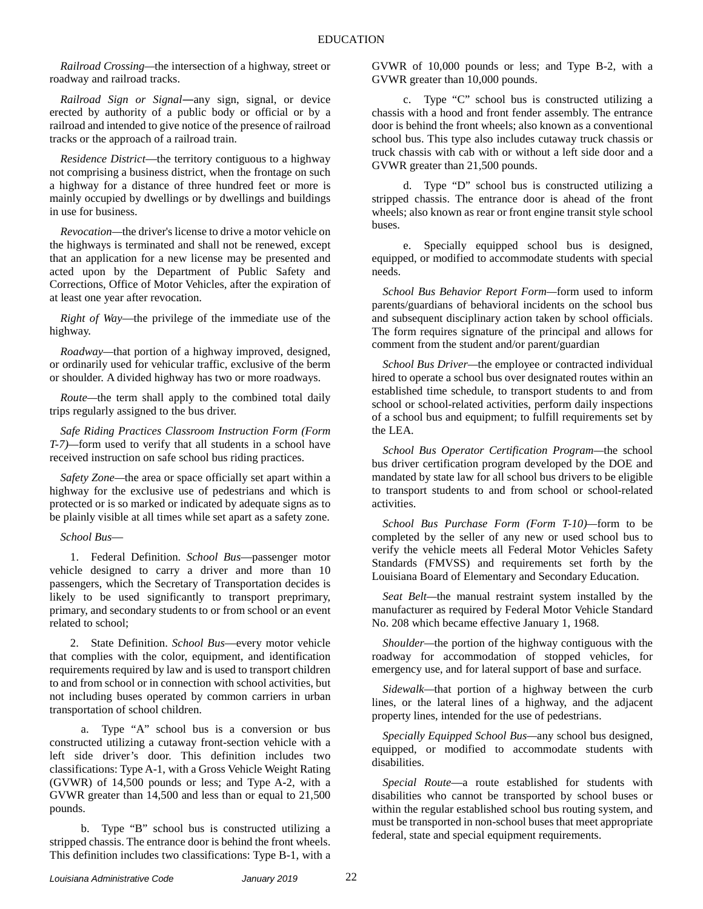*Railroad Crossing*—the intersection of a highway, street or roadway and railroad tracks.

*Railroad Sign or Signal*—any sign, signal, or device erected by authority of a public body or official or by a railroad and intended to give notice of the presence of railroad tracks or the approach of a railroad train.

*Residence District*—the territory contiguous to a highway not comprising a business district, when the frontage on such a highway for a distance of three hundred feet or more is mainly occupied by dwellings or by dwellings and buildings in use for business.

*Revocation*—the driver's license to drive a motor vehicle on the highways is terminated and shall not be renewed, except that an application for a new license may be presented and acted upon by the Department of Public Safety and Corrections, Office of Motor Vehicles, after the expiration of at least one year after revocation.

*Right of Way*—the privilege of the immediate use of the highway.

*Roadway*—that portion of a highway improved, designed, or ordinarily used for vehicular traffic, exclusive of the berm or shoulder. A divided highway has two or more roadways.

*Route*—the term shall apply to the combined total daily trips regularly assigned to the bus driver.

*Safe Riding Practices Classroom Instruction Form (Form T-7)*—form used to verify that all students in a school have received instruction on safe school bus riding practices.

*Safety Zone*—the area or space officially set apart within a highway for the exclusive use of pedestrians and which is protected or is so marked or indicated by adequate signs as to be plainly visible at all times while set apart as a safety zone.

*School Bus*—

1. Federal Definition. *School Bus*—passenger motor vehicle designed to carry a driver and more than 10 passengers, which the Secretary of Transportation decides is likely to be used significantly to transport preprimary, primary, and secondary students to or from school or an event related to school;

2. State Definition. *School Bus*—every motor vehicle that complies with the color, equipment, and identification requirements required by law and is used to transport children to and from school or in connection with school activities, but not including buses operated by common carriers in urban transportation of school children.

a. Type "A" school bus is a conversion or bus constructed utilizing a cutaway front-section vehicle with a left side driver's door. This definition includes two classifications: Type A-1, with a Gross Vehicle Weight Rating (GVWR) of 14,500 pounds or less; and Type A-2, with a GVWR greater than 14,500 and less than or equal to 21,500 pounds.

b. Type "B" school bus is constructed utilizing a stripped chassis. The entrance door is behind the front wheels. This definition includes two classifications: Type B-1, with a GVWR of 10,000 pounds or less; and Type B-2, with a GVWR greater than 10,000 pounds.

c. Type "C" school bus is constructed utilizing a chassis with a hood and front fender assembly. The entrance door is behind the front wheels; also known as a conventional school bus. This type also includes cutaway truck chassis or truck chassis with cab with or without a left side door and a GVWR greater than 21,500 pounds.

d. Type "D" school bus is constructed utilizing a stripped chassis. The entrance door is ahead of the front wheels; also known as rear or front engine transit style school buses.

e. Specially equipped school bus is designed, equipped, or modified to accommodate students with special needs.

*School Bus Behavior Report Form*—form used to inform parents/guardians of behavioral incidents on the school bus and subsequent disciplinary action taken by school officials. The form requires signature of the principal and allows for comment from the student and/or parent/guardian

*School Bus Driver*—the employee or contracted individual hired to operate a school bus over designated routes within an established time schedule, to transport students to and from school or school-related activities, perform daily inspections of a school bus and equipment; to fulfill requirements set by the LEA.

*School Bus Operator Certification Program*—the school bus driver certification program developed by the DOE and mandated by state law for all school bus drivers to be eligible to transport students to and from school or school-related activities.

*School Bus Purchase Form (Form T-10)*—form to be completed by the seller of any new or used school bus to verify the vehicle meets all Federal Motor Vehicles Safety Standards (FMVSS) and requirements set forth by the Louisiana Board of Elementary and Secondary Education.

*Seat Belt*—the manual restraint system installed by the manufacturer as required by Federal Motor Vehicle Standard No. 208 which became effective January 1, 1968.

*Shoulder*—the portion of the highway contiguous with the roadway for accommodation of stopped vehicles, for emergency use, and for lateral support of base and surface.

*Sidewalk*—that portion of a highway between the curb lines, or the lateral lines of a highway, and the adjacent property lines, intended for the use of pedestrians.

*Specially Equipped School Bus*—any school bus designed, equipped, or modified to accommodate students with disabilities.

*Special Route*—a route established for students with disabilities who cannot be transported by school buses or within the regular established school bus routing system, and must be transported in non-school buses that meet appropriate federal, state and special equipment requirements.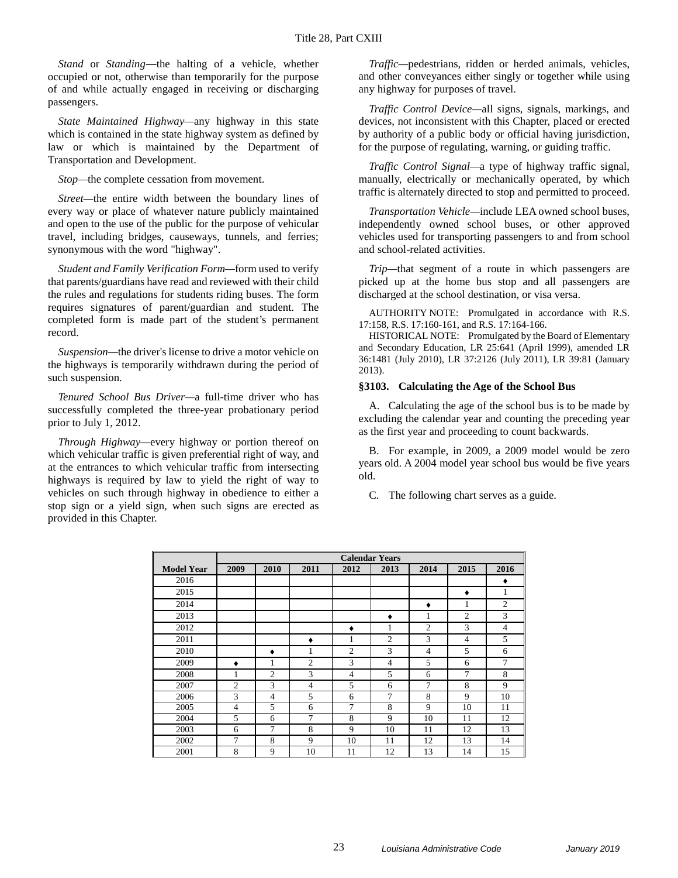*Stand* or *Standing*—the halting of a vehicle, whether occupied or not, otherwise than temporarily for the purpose of and while actually engaged in receiving or discharging passengers.

*State Maintained Highway*—any highway in this state which is contained in the state highway system as defined by law or which is maintained by the Department of Transportation and Development.

*Stop*—the complete cessation from movement.

*Street*—the entire width between the boundary lines of every way or place of whatever nature publicly maintained and open to the use of the public for the purpose of vehicular travel, including bridges, causeways, tunnels, and ferries; synonymous with the word "highway".

*Student and Family Verification Form*—form used to verify that parents/guardians have read and reviewed with their child the rules and regulations for students riding buses. The form requires signatures of parent/guardian and student. The completed form is made part of the student's permanent record.

*Suspension*—the driver's license to drive a motor vehicle on the highways is temporarily withdrawn during the period of such suspension.

*Tenured School Bus Driver*—a full-time driver who has successfully completed the three-year probationary period prior to July 1, 2012.

*Through Highway*—every highway or portion thereof on which vehicular traffic is given preferential right of way, and at the entrances to which vehicular traffic from intersecting highways is required by law to yield the right of way to vehicles on such through highway in obedience to either a stop sign or a yield sign, when such signs are erected as provided in this Chapter.

*Traffic*—pedestrians, ridden or herded animals, vehicles, and other conveyances either singly or together while using any highway for purposes of travel.

*Traffic Control Device*—all signs, signals, markings, and devices, not inconsistent with this Chapter, placed or erected by authority of a public body or official having jurisdiction, for the purpose of regulating, warning, or guiding traffic.

*Traffic Control Signal*—a type of highway traffic signal, manually, electrically or mechanically operated, by which traffic is alternately directed to stop and permitted to proceed.

*Transportation Vehicle*—include LEA owned school buses, independently owned school buses, or other approved vehicles used for transporting passengers to and from school and school-related activities.

*Trip*—that segment of a route in which passengers are picked up at the home bus stop and all passengers are discharged at the school destination, or visa versa.

AUTHORITY NOTE: Promulgated in accordance with R.S. 17:158, R.S. 17:160-161, and R.S. 17:164-166.

HISTORICAL NOTE: Promulgated by the Board of Elementary and Secondary Education, LR 25:641 (April 1999), amended LR 36:1481 (July 2010), LR 37:2126 (July 2011), LR 39:81 (January 2013).

### §3103. Calculating the Age of the School Bus

A. Calculating the age of the school bus is to be made by excluding the calendar year and counting the preceding year as the first year and proceeding to count backwards.

B. For example, in 2009, a 2009 model would be zero years old. A 2004 model year school bus would be five years old.

C. The following chart serves as a guide.

| | Calendar Years | | | | | | | |
|---|---|---|---|---|---|---|---|---|
| **Model Year** | **2009** | **2010** | **2011** | **2012** | **2013** | **2014** | **2015** | **2016** |
| 2016 | | | | | | | | ♦ |
| 2015 | | | | | | | ♦ | 1 |
| 2014 | | | | | | ♦ | 1 | 2 |
| 2013 | | | | | ♦ | 1 | 2 | 3 |
| 2012 | | | | ♦ | 1 | 2 | 3 | 4 |
| 2011 | | | ♦ | 1 | 2 | 3 | 4 | 5 |
| 2010 | | ♦ | 1 | 2 | 3 | 4 | 5 | 6 |
| 2009 | ♦ | 1 | 2 | 3 | 4 | 5 | 6 | 7 |
| 2008 | 1 | 2 | 3 | 4 | 5 | 6 | 7 | 8 |
| 2007 | 2 | 3 | 4 | 5 | 6 | 7 | 8 | 9 |
| 2006 | 3 | 4 | 5 | 6 | 7 | 8 | 9 | 10 |
| 2005 | 4 | 5 | 6 | 7 | 8 | 9 | 10 | 11 |
| 2004 | 5 | 6 | 7 | 8 | 9 | 10 | 11 | 12 |
| 2003 | 6 | 7 | 8 | 9 | 10 | 11 | 12 | 13 |
| 2002 | 7 | 8 | 9 | 10 | 11 | 12 | 13 | 14 |
| 2001 | 8 | 9 | 10 | 11 | 12 | 13 | 14 | 15 |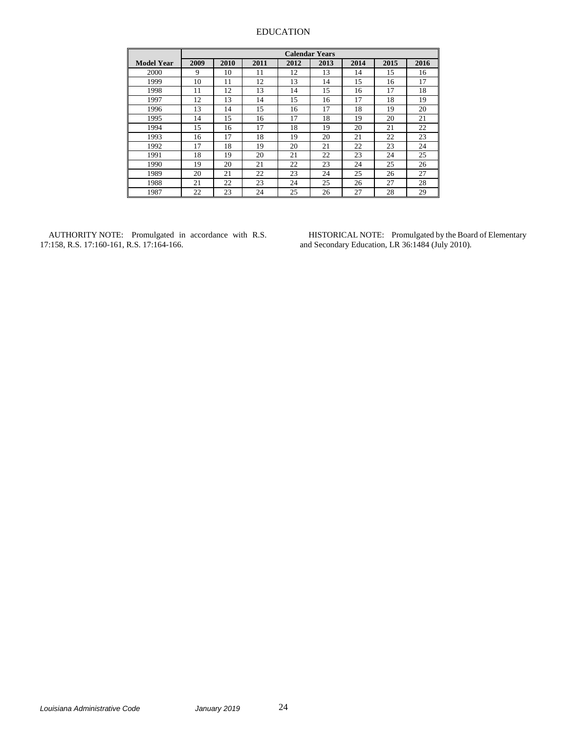| | Calendar Years | | | | | | | |
|---|---|---|---|---|---|---|---|---|
| **Model Year** | **2009** | **2010** | **2011** | **2012** | **2013** | **2014** | **2015** | **2016** |
| 2000 | 9 | 10 | 11 | 12 | 13 | 14 | 15 | 16 |
| 1999 | 10 | 11 | 12 | 13 | 14 | 15 | 16 | 17 |
| 1998 | 11 | 12 | 13 | 14 | 15 | 16 | 17 | 18 |
| 1997 | 12 | 13 | 14 | 15 | 16 | 17 | 18 | 19 |
| 1996 | 13 | 14 | 15 | 16 | 17 | 18 | 19 | 20 |
| 1995 | 14 | 15 | 16 | 17 | 18 | 19 | 20 | 21 |
| 1994 | 15 | 16 | 17 | 18 | 19 | 20 | 21 | 22 |
| 1993 | 16 | 17 | 18 | 19 | 20 | 21 | 22 | 23 |
| 1992 | 17 | 18 | 19 | 20 | 21 | 22 | 23 | 24 |
| 1991 | 18 | 19 | 20 | 21 | 22 | 23 | 24 | 25 |
| 1990 | 19 | 20 | 21 | 22 | 23 | 24 | 25 | 26 |
| 1989 | 20 | 21 | 22 | 23 | 24 | 25 | 26 | 27 |
| 1988 | 21 | 22 | 23 | 24 | 25 | 26 | 27 | 28 |
| 1987 | 22 | 23 | 24 | 25 | 26 | 27 | 28 | 29 |

AUTHORITY NOTE: Promulgated in accordance with R.S. 17:158, R.S. 17:160-161, R.S. 17:164-166.

HISTORICAL NOTE: Promulgated by the Board of Elementary and Secondary Education, LR 36:1484 (July 2010).